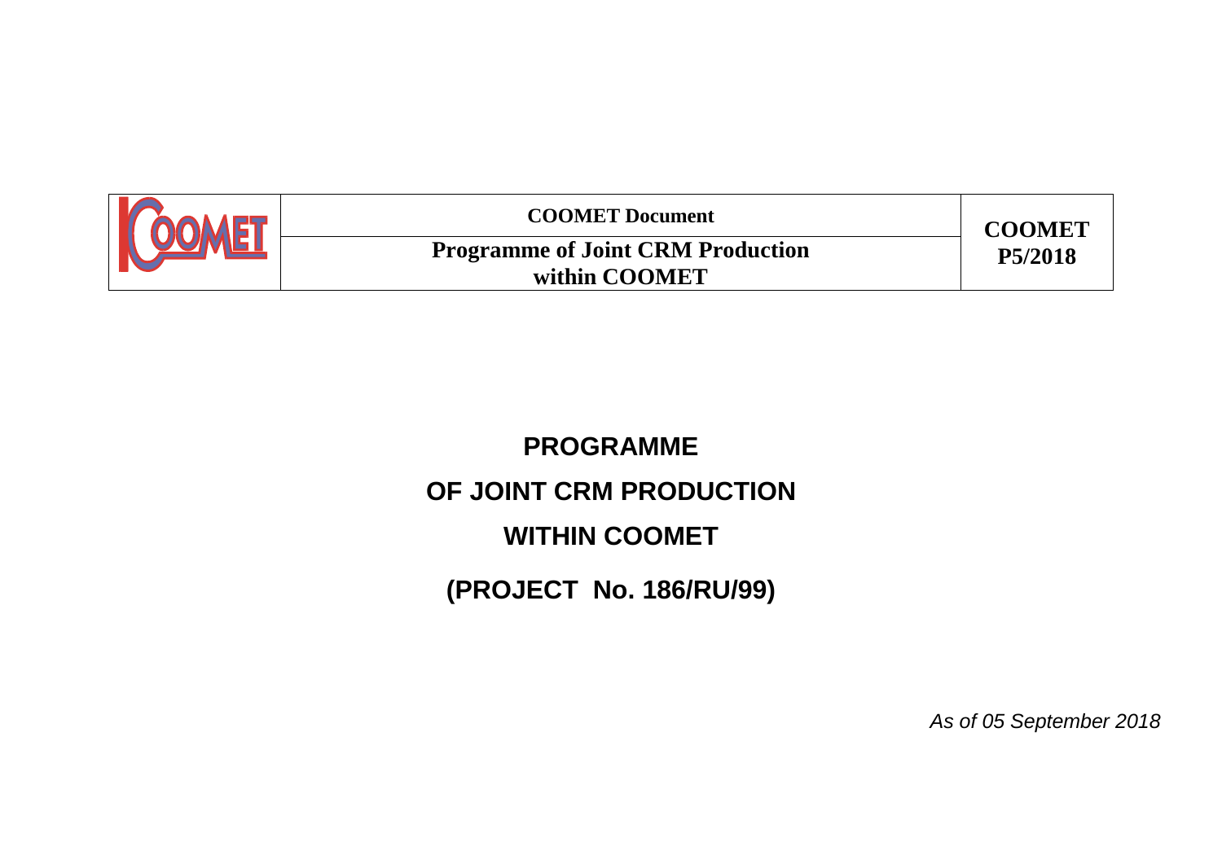| | | |
|---|---|---|
| COOMET | **COOMET Document** | **COOMET P5/2018** |
| | **Programme of Joint CRM Production within COOMET** | |

# PROGRAMME

# OF JOINT CRM PRODUCTION

# WITHIN COOMET

# (PROJECT No. 186/RU/99)

*As of 05 September 2018*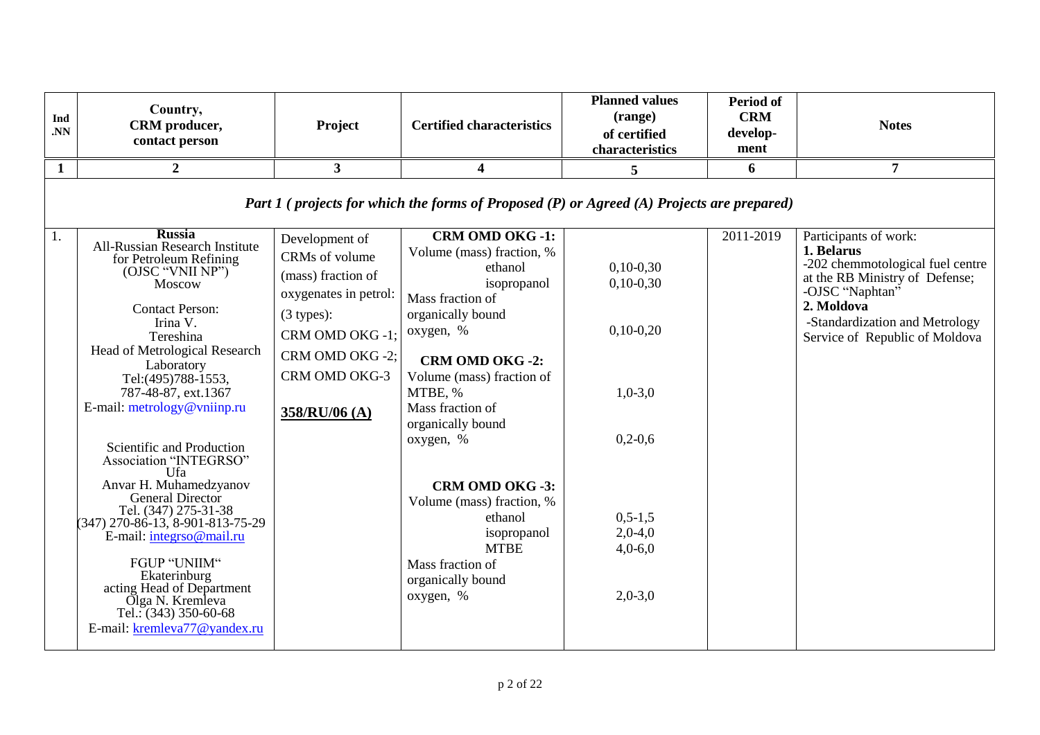| Ind .NN | Country, CRM producer, contact person | Project | Certified characteristics | Planned values (range) of certified characteristics | Period of CRM develop-ment | Notes |
|---|---|---|---|---|---|---|
| 1 | 2 | 3 | 4 | 5 | 6 | 7 |
| *Part 1 ( projects for which the forms of Proposed (P) or Agreed (A) Projects are prepared)* | | | | | | |
| 1. | **Russia**<br>All-Russian Research Institute for Petroleum Refining (OJSC "VNII NP")<br>Moscow<br><br>Contact Person:<br>Irina V. Tereshina<br>Head of Metrological Research Laboratory<br>Tel:(495)788-1553, 787-48-87, ext.1367<br>E-mail: metrology@vniinp.ru<br><br>Scientific and Production Association "INTEGRSO"<br>Ufa<br>Anvar H. Muhamedzyanov<br>General Director<br>Tel. (347) 275-31-38<br>(347) 270-86-13, 8-901-813-75-29<br>E-mail: integrso@mail.ru<br><br>FGUP "UNIIM"<br>Ekaterinburg<br>acting Head of Department<br>Olga N. Kremleva<br>Tel.: (343) 350-60-68<br>E-mail: kremleva77@yandex.ru | Development of CRMs of volume (mass) fraction of oxygenates in petrol: (3 types):<br>CRM OMD OKG -1;<br>CRM OMD OKG -2;<br>CRM OMD OKG-3<br><br>**358/RU/06 (A)** | **CRM OMD OKG -1:**<br>Volume (mass) fraction, %<br>ethanol<br>isopropanol<br>Mass fraction of organically bound oxygen, %<br><br>**CRM OMD OKG -2:**<br>Volume (mass) fraction of MTBE, %<br>Mass fraction of organically bound oxygen, %<br><br>**CRM OMD OKG -3:**<br>Volume (mass) fraction, %<br>ethanol<br>isopropanol<br>MTBE<br>Mass fraction of organically bound oxygen, % | <br><br>0,10-0,30<br>0,10-0,30<br><br>0,10-0,20<br><br><br>1,0-3,0<br><br>0,2-0,6<br><br><br>0,5-1,5<br>2,0-4,0<br>4,0-6,0<br><br>2,0-3,0 | 2011-2019 | Participants of work:<br>**1. Belarus**<br>-202 chemmotological fuel centre at the RB Ministry of Defense;<br>-OJSC "Naphtan"<br>**2. Moldova**<br>-Standardization and Metrology Service of Republic of Moldova |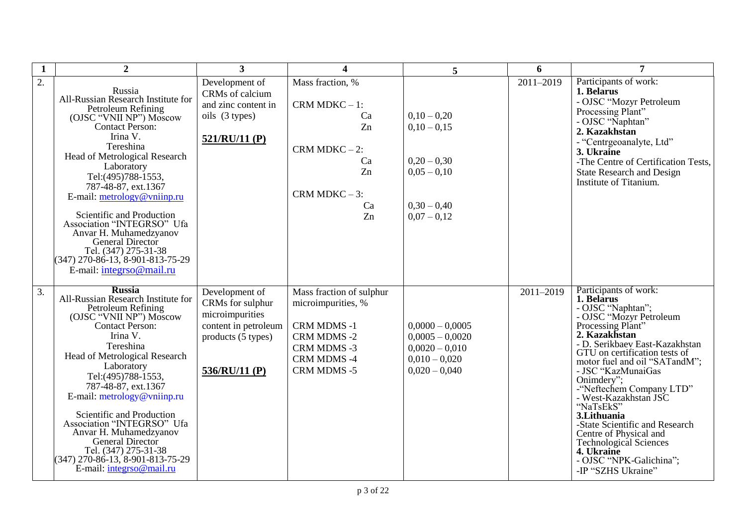| 1 | 2 | 3 | 4 | 5 | 6 | 7 |
|---|---|---|---|---|---|---|
| 2. | Russia<br>All-Russian Research Institute for Petroleum Refining (OJSC "VNII NP") Moscow<br>Contact Person:<br>Irina V. Tereshina<br>Head of Metrological Research Laboratory<br>Tel:(495)788-1553, 787-48-87, ext.1367<br>E-mail: metrology@vniinp.ru<br><br>Scientific and Production Association "INTEGRSO" Ufa<br>Anvar H. Muhamedzyanov<br>General Director<br>Tel. (347) 275-31-38<br>(347) 270-86-13, 8-901-813-75-29<br>E-mail: integrso@mail.ru | Development of CRMs of calcium and zinc content in oils (3 types)<br><br>**521/RU/11 (P)** | Mass fraction, %<br><br>CRM MDKC – 1:<br>Ca<br>Zn<br><br>CRM MDKC – 2:<br>Ca<br>Zn<br><br>CRM MDKC – 3:<br>Ca<br>Zn | <br><br><br>0,10 – 0,20<br>0,10 – 0,15<br><br><br>0,20 – 0,30<br>0,05 – 0,10<br><br><br>0,30 – 0,40<br>0,07 – 0,12 | 2011–2019 | Participants of work:<br>**1. Belarus**<br>- OJSC "Mozyr Petroleum Processing Plant"<br>- OJSC "Naphtan"<br>**2. Kazakhstan**<br>- "Centrgeoanalyte, Ltd"<br>**3. Ukraine**<br>-The Centre of Certification Tests, State Research and Design Institute of Titanium. |
| 3. | **Russia**<br>All-Russian Research Institute for Petroleum Refining (OJSC "VNII NP") Moscow<br>Contact Person:<br>Irina V. Tereshina<br>Head of Metrological Research Laboratory<br>Tel:(495)788-1553, 787-48-87, ext.1367<br>E-mail: metrology@vniinp.ru<br><br>Scientific and Production Association "INTEGRSO" Ufa<br>Anvar H. Muhamedzyanov<br>General Director<br>Tel. (347) 275-31-38<br>(347) 270-86-13, 8-901-813-75-29<br>E-mail: integrso@mail.ru | Development of CRMs for sulphur microimpurities content in petroleum products (5 types)<br><br>**536/RU/11 (P)** | Mass fraction of sulphur microimpurities, %<br><br>CRM MDMS -1<br>CRM MDMS -2<br>CRM MDMS -3<br>CRM MDMS -4<br>CRM MDMS -5 | <br><br><br>0,0000 – 0,0005<br>0,0005 – 0,0020<br>0,0020 – 0,010<br>0,010 – 0,020<br>0,020 – 0,040 | 2011–2019 | Participants of work:<br>**1. Belarus**<br>- OJSC "Naphtan";<br>- OJSC "Mozyr Petroleum Processing Plant"<br>**2. Kazakhstan**<br>- D. Serikbaev East-Kazakhstan GTU on certification tests of motor fuel and oil "SATandM";<br>- JSC "KazMunaiGas Onimdery";<br>-"Neftechem Company LTD"<br>- West-Kazakhstan JSC "NaTsEkS"<br>**3.Lithuania**<br>-State Scientific and Research Centre of Physical and Technological Sciences<br>**4. Ukraine**<br>- OJSC "NPK-Galichina";<br>-IP "SZHS Ukraine" |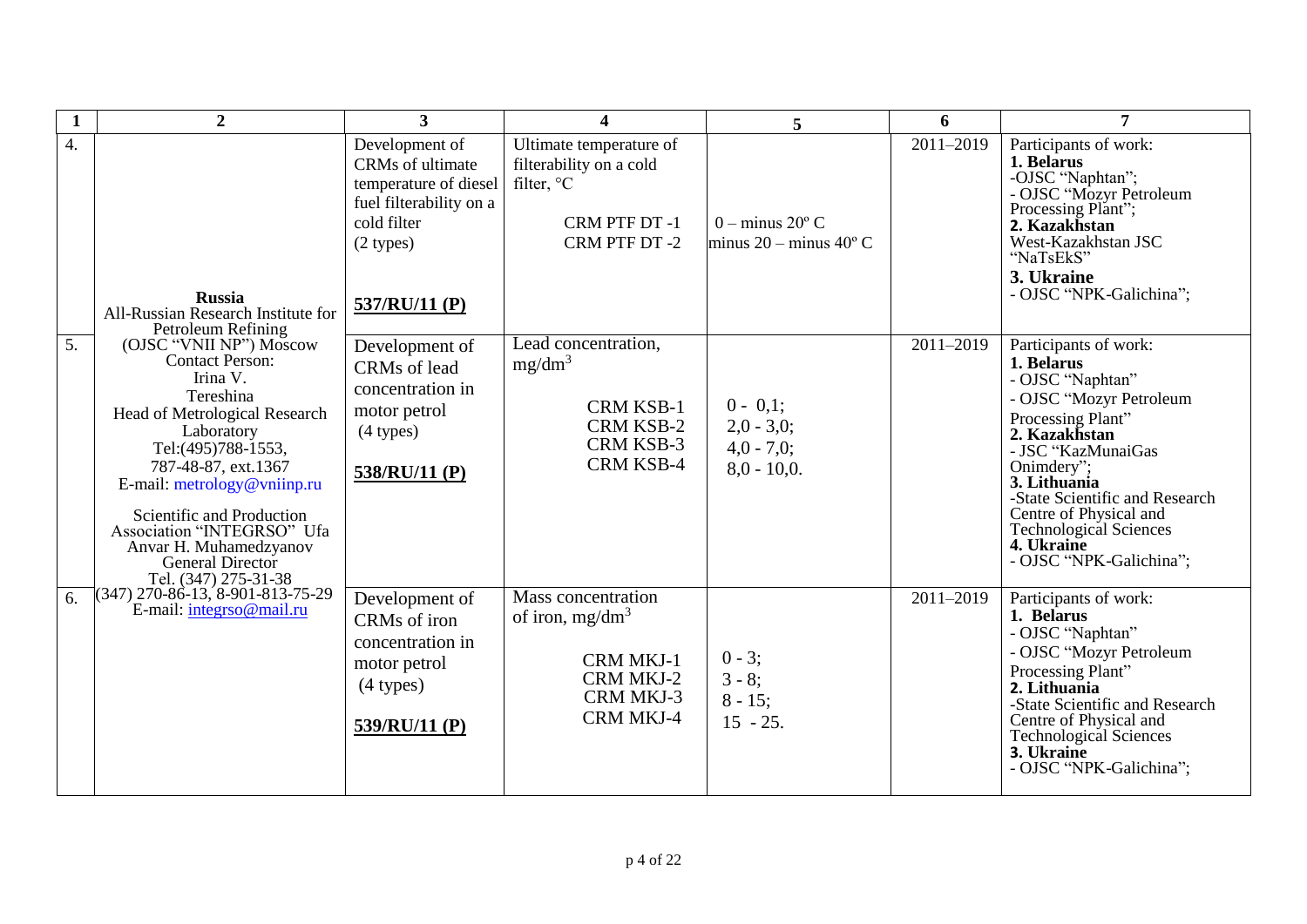| 1 | 2 | 3 | 4 | 5 | 6 | 7 |
|---|---|---|---|---|---|---|
| 4. | **Russia** All-Russian Research Institute for Petroleum Refining (OJSC "VNII NP") Moscow Contact Person: Irina V. Tereshina Head of Metrological Research Laboratory Tel:(495)788-1553, 787-48-87, ext.1367 E-mail: metrology@vniinp.ru Scientific and Production Association "INTEGRSO" Ufa Anvar H. Muhamedzyanov General Director Tel. (347) 275-31-38 (347) 270-86-13, 8-901-813-75-29 E-mail: integrso@mail.ru | Development of CRMs of ultimate temperature of diesel fuel filterability on a cold filter (2 types) **537/RU/11 (P)** | Ultimate temperature of filterability on a cold filter, °C CRM PTF DT -1 CRM PTF DT -2 | 0 – minus 20º C minus 20 – minus 40º C | 2011–2019 | Participants of work: **1. Belarus** -OJSC "Naphtan"; - OJSC "Mozyr Petroleum Processing Plant"; **2. Kazakhstan** West-Kazakhstan JSC "NaTsEkS" **3. Ukraine** - OJSC "NPK-Galichina"; |
| 5. | | Development of CRMs of lead concentration in motor petrol (4 types) **538/RU/11 (P)** | Lead concentration, mg/dm$^3$ CRM KSB-1 CRM KSB-2 CRM KSB-3 CRM KSB-4 | 0 - 0,1; 2,0 - 3,0; 4,0 - 7,0; 8,0 - 10,0. | 2011–2019 | Participants of work: **1. Belarus** - OJSC "Naphtan" - OJSC "Mozyr Petroleum Processing Plant" **2. Kazakhstan** - JSC "KazMunaiGas Onimdery"; **3. Lithuania** -State Scientific and Research Centre of Physical and Technological Sciences **4. Ukraine** - OJSC "NPK-Galichina"; |
| 6. | | Development of CRMs of iron concentration in motor petrol (4 types) **539/RU/11 (P)** | Mass concentration of iron, mg/dm$^3$ CRM MKJ-1 CRM MKJ-2 CRM MKJ-3 CRM MKJ-4 | 0 - 3; 3 - 8; 8 - 15; 15 - 25. | 2011–2019 | Participants of work: **1. Belarus** - OJSC "Naphtan" - OJSC "Mozyr Petroleum Processing Plant" **2. Lithuania** -State Scientific and Research Centre of Physical and Technological Sciences **3. Ukraine** - OJSC "NPK-Galichina"; |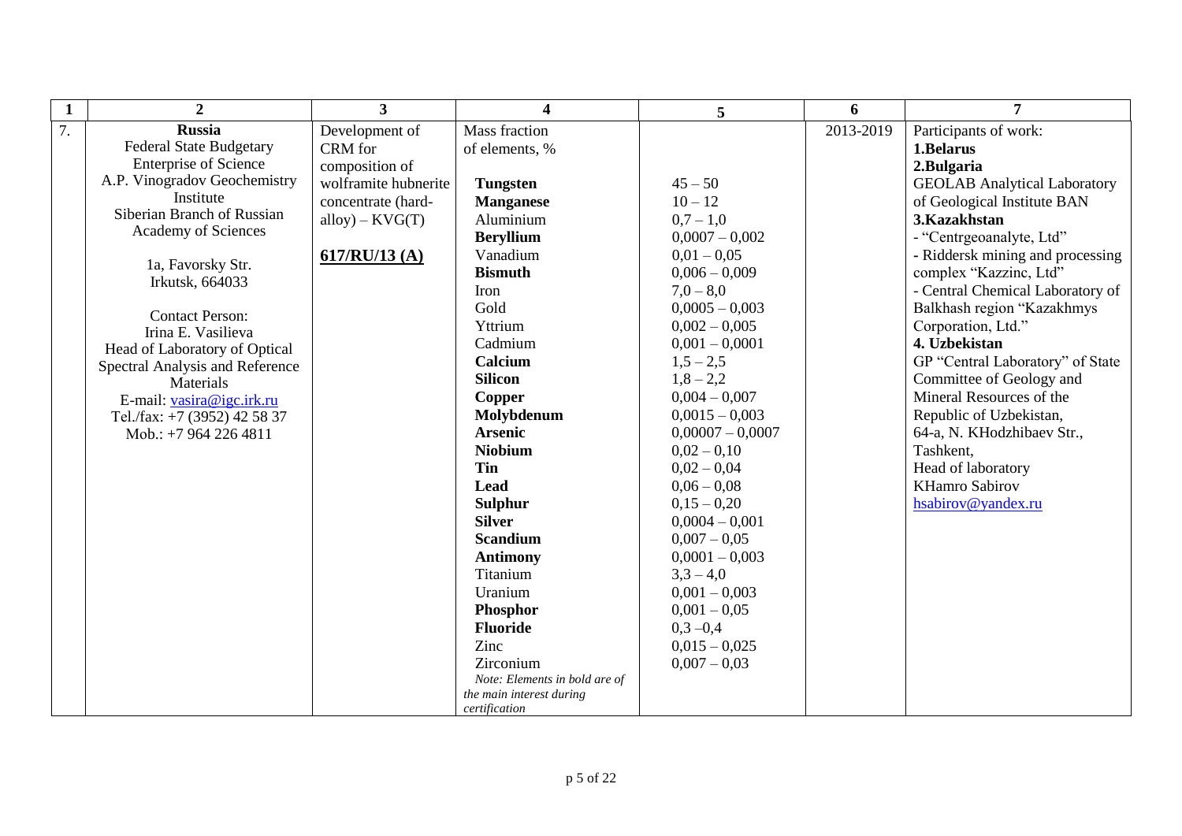| 1 | 2 | 3 | 4 | 5 | 6 | 7 |
|---|---|---|---|---|---|---|
| 7. | **Russia**<br>Federal State Budgetary Enterprise of Science<br>A.P. Vinogradov Geochemistry Institute<br>Siberian Branch of Russian Academy of Sciences<br><br>1a, Favorsky Str.<br>Irkutsk, 664033<br><br>Contact Person:<br>Irina E. Vasilieva<br>Head of Laboratory of Optical Spectral Analysis and Reference Materials<br>E-mail: vasira@igc.irk.ru<br>Tel./fax: +7 (3952) 42 58 37<br>Mob.: +7 964 226 4811 | Development of CRM for composition of wolframite hubnerite concentrate (hard-alloy) – KVG(T)<br><br>**617/RU/13 (A)** | Mass fraction of elements, %<br><br>**Tungsten**<br>**Manganese**<br>Aluminium<br>**Beryllium**<br>Vanadium<br>**Bismuth**<br>Iron<br>Gold<br>Yttrium<br>Cadmium<br>**Calcium**<br>**Silicon**<br>**Copper**<br>**Molybdenum**<br>**Arsenic**<br>**Niobium**<br>**Tin**<br>**Lead**<br>**Sulphur**<br>**Silver**<br>**Scandium**<br>**Antimony**<br>Titanium<br>Uranium<br>**Phosphor**<br>**Fluoride**<br>Zinc<br>Zirconium<br>*Note: Elements in bold are of the main interest during certification* | <br><br><br>45 – 50<br>10 – 12<br>0,7 – 1,0<br>0,0007 – 0,002<br>0,01 – 0,05<br>0,006 – 0,009<br>7,0 – 8,0<br>0,0005 – 0,003<br>0,002 – 0,005<br>0,001 – 0,0001<br>1,5 – 2,5<br>1,8 – 2,2<br>0,004 – 0,007<br>0,0015 – 0,003<br>0,00007 – 0,0007<br>0,02 – 0,10<br>0,02 – 0,04<br>0,06 – 0,08<br>0,15 – 0,20<br>0,0004 – 0,001<br>0,007 – 0,05<br>0,0001 – 0,003<br>3,3 – 4,0<br>0,001 – 0,003<br>0,001 – 0,05<br>0,3 –0,4<br>0,015 – 0,025<br>0,007 – 0,03 | 2013-2019 | Participants of work:<br>**1.Belarus**<br>**2.Bulgaria**<br>GEOLAB Analytical Laboratory of Geological Institute BAN<br>**3.Kazakhstan**<br>- "Centrgeoanalyte, Ltd"<br>- Riddersk mining and processing complex "Kazzinc, Ltd"<br>- Central Chemical Laboratory of Balkhash region "Kazakhmys Corporation, Ltd."<br>**4. Uzbekistan**<br>GP "Central Laboratory" of State Committee of Geology and Mineral Resources of the Republic of Uzbekistan,<br>64-a, N. KHodzhibaev Str., Tashkent,<br>Head of laboratory<br>KHamro Sabirov<br>hsabirov@yandex.ru |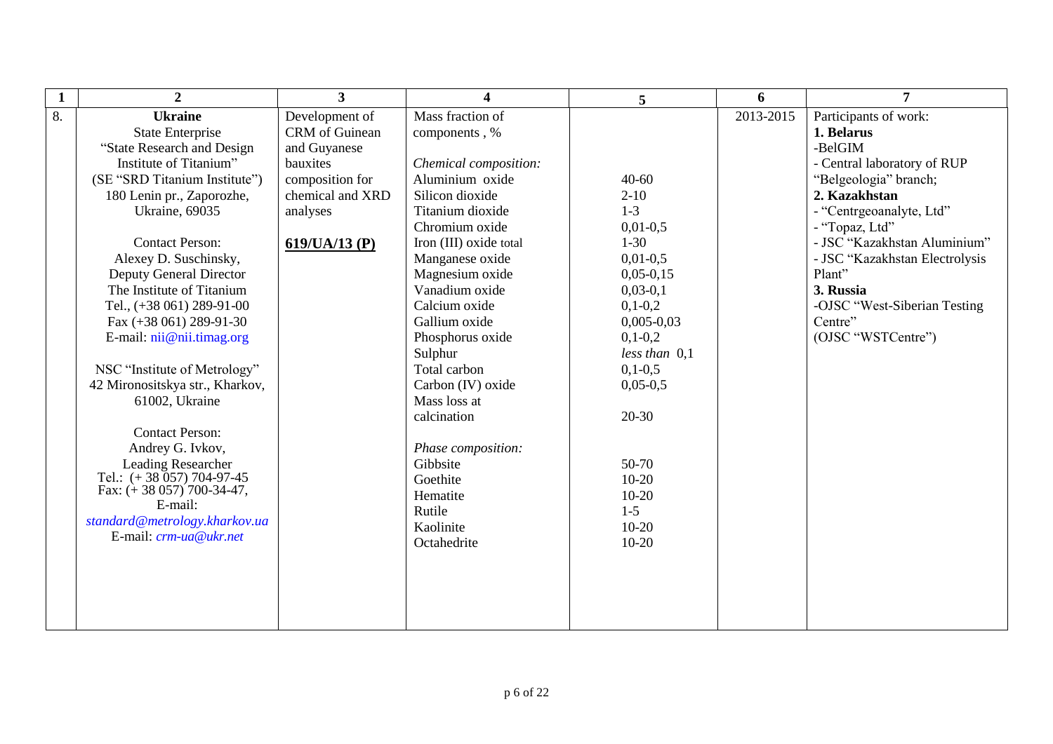| 1 | 2 | 3 | 4 | 5 | 6 | 7 |
|---|---|---|---|---|---|---|
| 8. | **Ukraine**<br>State Enterprise<br>"State Research and Design Institute of Titanium"<br>(SE "SRD Titanium Institute")<br>180 Lenin pr., Zaporozhe, Ukraine, 69035<br><br>Contact Person:<br>Alexey D. Suschinsky,<br>Deputy General Director<br>The Institute of Titanium<br>Tel., (+38 061) 289-91-00<br>Fax (+38 061) 289-91-30<br>E-mail: nii@nii.timag.org<br><br>NSC "Institute of Metrology"<br>42 Mironositskya str., Kharkov, 61002, Ukraine<br><br>Contact Person:<br>Andrey G. Ivkov,<br>Leading Researcher<br>Tel.: (+ 38 057) 704-97-45<br>Fax: (+ 38 057) 700-34-47,<br>E-mail:<br>*standard@metrology.kharkov.ua*<br>E-mail: *crm-ua@ukr.net* | Development of CRM of Guinean and Guyanese bauxites composition for chemical and XRD analyses<br><br>**619/UA/13 (P)** | Mass fraction of components , %<br><br>*Chemical composition:*<br>Aluminium oxide<br>Silicon dioxide<br>Titanium dioxide<br>Chromium oxide<br>Iron (III) oxide total<br>Manganese oxide<br>Magnesium oxide<br>Vanadium oxide<br>Calcium oxide<br>Gallium oxide<br>Phosphorus oxide<br>Sulphur<br>Total carbon<br>Carbon (IV) oxide<br>Mass loss at calcination<br><br>*Phase composition:*<br>Gibbsite<br>Goethite<br>Hematite<br>Rutile<br>Kaolinite<br>Octahedrite | <br><br><br>40-60<br>2-10<br>1-3<br>0,01-0,5<br>1-30<br>0,01-0,5<br>0,05-0,15<br>0,03-0,1<br>0,1-0,2<br>0,005-0,03<br>0,1-0,2<br>*less than* 0,1<br>0,1-0,5<br>0,05-0,5<br>20-30<br><br><br>50-70<br>10-20<br>10-20<br>1-5<br>10-20<br>10-20 | 2013-2015 | Participants of work:<br>**1. Belarus**<br>-BelGIM<br>- Central laboratory of RUP "Belgeologia" branch;<br>**2. Kazakhstan**<br>- "Centrgeoanalyte, Ltd"<br>- "Topaz, Ltd"<br>- JSC "Kazakhstan Aluminium"<br>- JSC "Kazakhstan Electrolysis Plant"<br>**3. Russia**<br>-OJSC "West-Siberian Testing Centre"<br>(OJSC "WSTCentre") |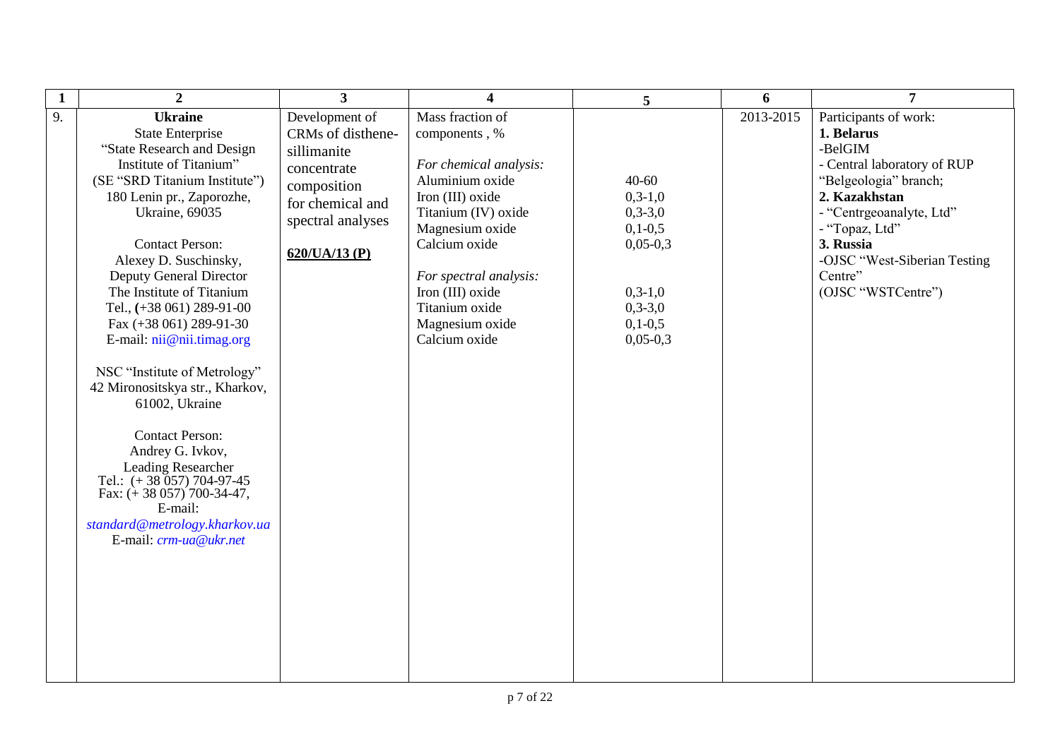| 1 | 2 | 3 | 4 | 5 | 6 | 7 |
|---|---|---|---|---|---|---|
| 9. | **Ukraine**<br>State Enterprise<br>"State Research and Design Institute of Titanium"<br>(SE "SRD Titanium Institute")<br>180 Lenin pr., Zaporozhe, Ukraine, 69035<br><br>Contact Person:<br>Alexey D. Suschinsky,<br>Deputy General Director<br>The Institute of Titanium<br>Tel., (+38 061) 289-91-00<br>Fax (+38 061) 289-91-30<br>E-mail: nii@nii.timag.org<br><br>NSC "Institute of Metrology"<br>42 Mironositskya str., Kharkov, 61002, Ukraine<br><br>Contact Person:<br>Andrey G. Ivkov,<br>Leading Researcher<br>Tel.: (+ 38 057) 704-97-45<br>Fax: (+ 38 057) 700-34-47,<br>E-mail:<br>*standard@metrology.kharkov.ua*<br>E-mail: *crm-ua@ukr.net* | Development of CRMs of disthene-sillimanite concentrate composition for chemical and spectral analyses<br><br>**620/UA/13 (P)** | Mass fraction of components , %<br><br>*For chemical analysis:*<br>Aluminium oxide<br>Iron (III) oxide<br>Titanium (IV) oxide<br>Magnesium oxide<br>Calcium oxide<br><br>*For spectral analysis:*<br>Iron (III) oxide<br>Titanium oxide<br>Magnesium oxide<br>Calcium oxide | <br><br><br>40-60<br>0,3-1,0<br>0,3-3,0<br>0,1-0,5<br>0,05-0,3<br><br><br>0,3-1,0<br>0,3-3,0<br>0,1-0,5<br>0,05-0,3 | 2013-2015 | Participants of work:<br>**1. Belarus**<br>-BelGIM<br>- Central laboratory of RUP "Belgeologia" branch;<br>**2. Kazakhstan**<br>- "Centrgeoanalyte, Ltd"<br>- "Topaz, Ltd"<br>**3. Russia**<br>-OJSC "West-Siberian Testing Centre"<br>(OJSC "WSTCentre") |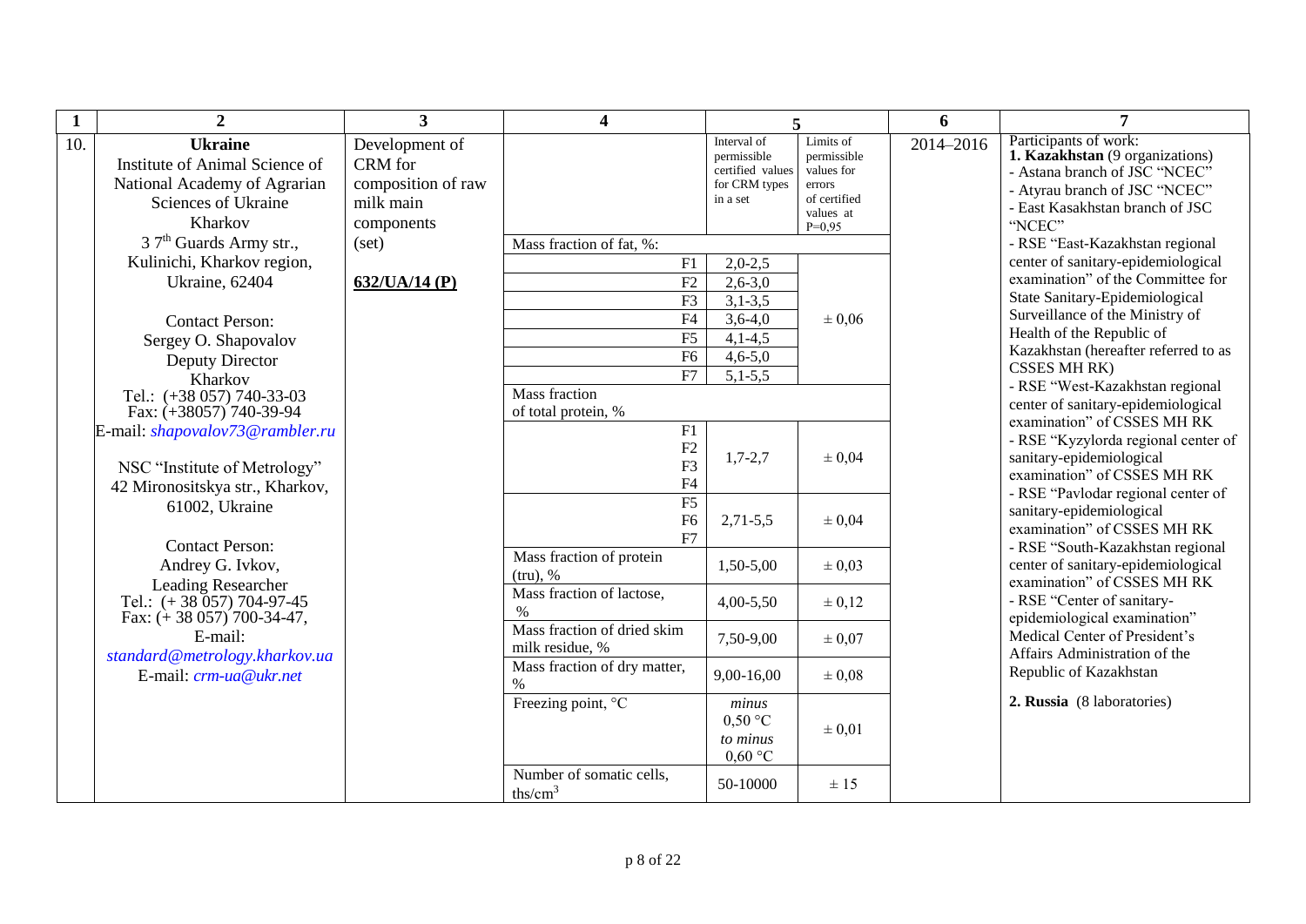| 1 | 2 | 3 | 4 | 5 | | 6 | 7 |
|---|---|---|---|---|---|---|---|
| 10. | **Ukraine**<br>Institute of Animal Science of National Academy of Agrarian Sciences of Ukraine<br>Kharkov<br>3 7[th] Guards Army str.,<br>Kulinichi, Kharkov region,<br>Ukraine, 62404<br><br>Contact Person:<br>Sergey O. Shapovalov<br>Deputy Director<br>Kharkov<br>Tel.: (+38 057) 740-33-03<br>Fax: (+38057) 740-39-94<br>E-mail: *shapovalov73@rambler.ru*<br><br>NSC "Institute of Metrology"<br>42 Mironositskya str., Kharkov, 61002, Ukraine<br><br>Contact Person:<br>Andrey G. Ivkov,<br>Leading Researcher<br>Tel.: (+ 38 057) 704-97-45<br>Fax: (+ 38 057) 700-34-47,<br>E-mail:<br>*standard@metrology.kharkov.ua*<br>E-mail: *crm-ua@ukr.net* | Development of CRM for composition of raw milk main components (set)<br><br>**632/UA/14 (P)** | | Interval of permissible certified values for CRM types in a set | Limits of permissible values for errors of certified values at P=0,95 | 2014–2016 | Participants of work:<br>**1. Kazakhstan** (9 organizations)<br>- Astana branch of JSC "NCEC"<br>- Atyrau branch of JSC "NCEC"<br>- East Kasakhstan branch of JSC "NCEC"<br>- RSE "East-Kazakhstan regional center of sanitary-epidemiological examination" of the Committee for State Sanitary-Epidemiological Surveillance of the Ministry of Health of the Republic of Kazakhstan (hereafter referred to as CSSES MH RK)<br>- RSE "West-Kazakhstan regional center of sanitary-epidemiological examination" of CSSES MH RK<br>- RSE "Kyzylorda regional center of sanitary-epidemiological examination" of CSSES MH RK<br>- RSE "Pavlodar regional center of sanitary-epidemiological examination" of CSSES MH RK<br>- RSE "South-Kazakhstan regional center of sanitary-epidemiological examination" of CSSES MH RK<br>- RSE "Center of sanitary-epidemiological examination" Medical Center of President's Affairs Administration of the Republic of Kazakhstan<br><br>**2. Russia** (8 laboratories) |
| | | | Mass fraction of fat, %: | | | | |
| | | | F1 | 2,0-2,5 | ± 0,06 | | |
| | | | F2 | 2,6-3,0 | | | |
| | | | F3 | 3,1-3,5 | | | |
| | | | F4 | 3,6-4,0 | | | |
| | | | F5 | 4,1-4,5 | | | |
| | | | F6 | 4,6-5,0 | | | |
| | | | F7 | 5,1-5,5 | | | |
| | | | Mass fraction of total protein, % | | | | |
| | | | F1, F2, F3, F4 | 1,7-2,7 | ± 0,04 | | |
| | | | F5, F6, F7 | 2,71-5,5 | ± 0,04 | | |
| | | | Mass fraction of protein (tru), % | 1,50-5,00 | ± 0,03 | | |
| | | | Mass fraction of lactose, % | 4,00-5,50 | ± 0,12 | | |
| | | | Mass fraction of dried skim milk residue, % | 7,50-9,00 | ± 0,07 | | |
| | | | Mass fraction of dry matter, % | 9,00-16,00 | ± 0,08 | | |
| | | | Freezing point, °C | *minus* 0,50 °C *to minus* 0,60 °C | ± 0,01 | | |
| | | | Number of somatic cells, ths/cm$^3$ | 50-10000 | ± 15 | | |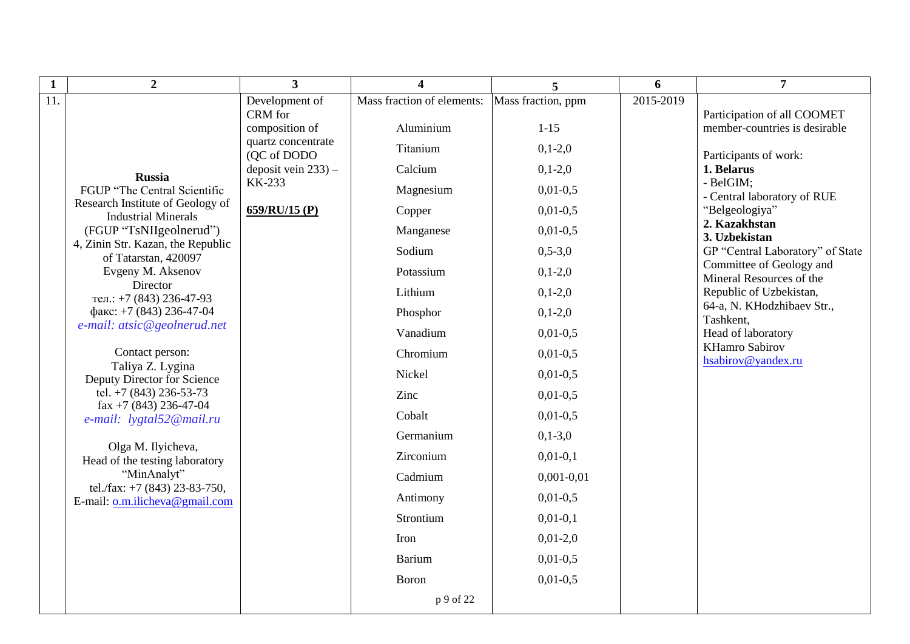| 1 | 2 | 3 | 4 | 5 | 6 | 7 |
|---|---|---|---|---|---|---|
| 11. | **Russia**<br>FGUP "The Central Scientific Research Institute of Geology of Industrial Minerals (FGUP "TsNIIgeolnerud")<br>4, Zinin Str. Kazan, the Republic of Tatarstan, 420097<br>Evgeny M. Aksenov<br>Director<br>тел.: +7 (843) 236-47-93<br>факс: +7 (843) 236-47-04<br>*e-mail: atsic@geolnerud.net*<br><br>Contact person:<br>Taliya Z. Lygina<br>Deputy Director for Science<br>tel. +7 (843) 236-53-73<br>fax +7 (843) 236-47-04<br>*e-mail: lygtal52@mail.ru*<br><br>Olga M. Ilyicheva,<br>Head of the testing laboratory "MinAnalyt"<br>tel./fax: +7 (843) 23-83-750,<br>E-mail: o.m.ilicheva@gmail.com | Development of CRM for composition of quartz concentrate (QC of DODO deposit vein 233) – KK-233<br><br>**659/RU/15 (P)** | Mass fraction of elements:<br>Aluminium<br>Titanium<br>Calcium<br>Magnesium<br>Copper<br>Manganese<br>Sodium<br>Potassium<br>Lithium<br>Phosphor<br>Vanadium<br>Chromium<br>Nickel<br>Zinc<br>Cobalt<br>Germanium<br>Zirconium<br>Cadmium<br>Antimony<br>Strontium<br>Iron<br>Barium<br>Boron | Mass fraction, ppm<br>1-15<br>0,1-2,0<br>0,1-2,0<br>0,01-0,5<br>0,01-0,5<br>0,01-0,5<br>0,5-3,0<br>0,1-2,0<br>0,1-2,0<br>0,1-2,0<br>0,01-0,5<br>0,01-0,5<br>0,01-0,5<br>0,01-0,5<br>0,01-0,5<br>0,1-3,0<br>0,01-0,1<br>0,001-0,01<br>0,01-0,5<br>0,01-0,1<br>0,01-2,0<br>0,01-0,5<br>0,01-0,5 | 2015-2019 | Participation of all COOMET member-countries is desirable<br><br>Participants of work:<br>**1. Belarus**<br>- BelGIM;<br>- Central laboratory of RUE "Belgeologiya"<br>**2. Kazakhstan**<br>**3. Uzbekistan**<br>GP "Central Laboratory" of State Committee of Geology and Mineral Resources of the Republic of Uzbekistan,<br>64-a, N. KHodzhibaev Str., Tashkent,<br>Head of laboratory<br>KHamro Sabirov<br>hsabirov@yandex.ru |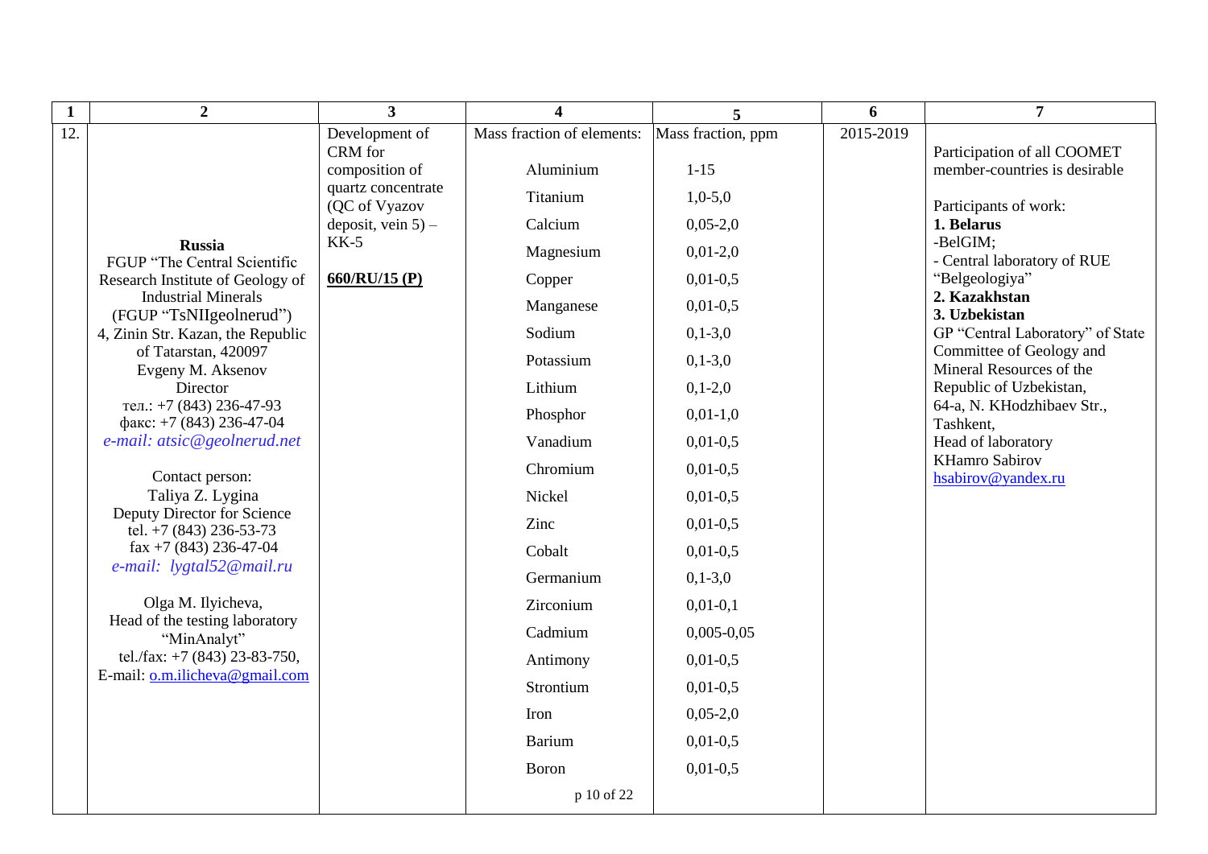| 1 | 2 | 3 | 4 | 5 | 6 | 7 |
|---|---|---|---|---|---|---|
| 12. | **Russia**<br>FGUP "The Central Scientific Research Institute of Geology of Industrial Minerals (FGUP "TsNIIgeolnerud")<br>4, Zinin Str. Kazan, the Republic of Tatarstan, 420097<br>Evgeny M. Aksenov<br>Director<br>тел.: +7 (843) 236-47-93<br>факс: +7 (843) 236-47-04<br>*e-mail: atsic@geolnerud.net*<br><br>Contact person:<br>Taliya Z. Lygina<br>Deputy Director for Science<br>tel. +7 (843) 236-53-73<br>fax +7 (843) 236-47-04<br>*e-mail: lygtal52@mail.ru*<br><br>Olga M. Ilyicheva,<br>Head of the testing laboratory "MinAnalyt"<br>tel./fax: +7 (843) 23-83-750,<br>E-mail: o.m.ilicheva@gmail.com | Development of CRM for composition of quartz concentrate (QC of Vyazov deposit, vein 5) – KK-5<br><br>**660/RU/15 (P)** | Mass fraction of elements:<br>Aluminium<br>Titanium<br>Calcium<br>Magnesium<br>Copper<br>Manganese<br>Sodium<br>Potassium<br>Lithium<br>Phosphor<br>Vanadium<br>Chromium<br>Nickel<br>Zinc<br>Cobalt<br>Germanium<br>Zirconium<br>Cadmium<br>Antimony<br>Strontium<br>Iron<br>Barium<br>Boron | Mass fraction, ppm<br>1-15<br>1,0-5,0<br>0,05-2,0<br>0,01-2,0<br>0,01-0,5<br>0,01-0,5<br>0,1-3,0<br>0,1-3,0<br>0,1-2,0<br>0,01-1,0<br>0,01-0,5<br>0,01-0,5<br>0,01-0,5<br>0,01-0,5<br>0,01-0,5<br>0,1-3,0<br>0,01-0,1<br>0,005-0,05<br>0,01-0,5<br>0,01-0,5<br>0,05-2,0<br>0,01-0,5<br>0,01-0,5 | 2015-2019 | Participation of all COOMET member-countries is desirable<br><br>Participants of work:<br>**1. Belarus**<br>-BelGIM;<br>- Central laboratory of RUE "Belgeologiya"<br>**2. Kazakhstan**<br>**3. Uzbekistan**<br>GP "Central Laboratory" of State Committee of Geology and Mineral Resources of the Republic of Uzbekistan,<br>64-a, N. KHodzhibaev Str., Tashkent,<br>Head of laboratory<br>KHamro Sabirov<br>hsabirov@yandex.ru |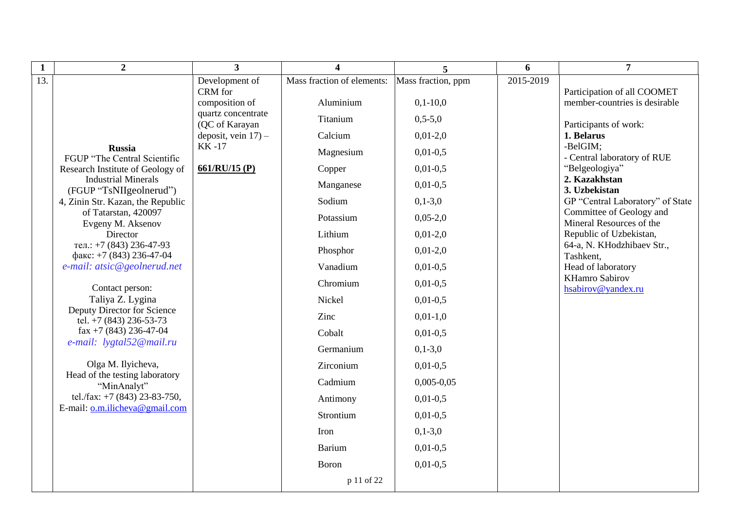| 1 | 2 | 3 | 4 | 5 | 6 | 7 |
|---|---|---|---|---|---|---|
| 13. | **Russia**<br>FGUP "The Central Scientific Research Institute of Geology of Industrial Minerals (FGUP "TsNIIgeolnerud")<br>4, Zinin Str. Kazan, the Republic of Tatarstan, 420097<br>Evgeny M. Aksenov<br>Director<br>тел.: +7 (843) 236-47-93<br>факс: +7 (843) 236-47-04<br>*e-mail: atsic@geolnerud.net*<br><br>Contact person:<br>Taliya Z. Lygina<br>Deputy Director for Science<br>tel. +7 (843) 236-53-73<br>fax +7 (843) 236-47-04<br>*e-mail: lygtal52@mail.ru*<br><br>Olga M. Ilyicheva,<br>Head of the testing laboratory "MinAnalyt"<br>tel./fax: +7 (843) 23-83-750,<br>E-mail: o.m.ilicheva@gmail.com | Development of CRM for composition of quartz concentrate (QC of Karayan deposit, vein 17) – KK -17<br><br>**661/RU/15 (P)** | Mass fraction of elements:<br>Aluminium<br>Titanium<br>Calcium<br>Magnesium<br>Copper<br>Manganese<br>Sodium<br>Potassium<br>Lithium<br>Phosphor<br>Vanadium<br>Chromium<br>Nickel<br>Zinc<br>Cobalt<br>Germanium<br>Zirconium<br>Cadmium<br>Antimony<br>Strontium<br>Iron<br>Barium<br>Boron | Mass fraction, ppm<br>0,1-10,0<br>0,5-5,0<br>0,01-2,0<br>0,01-0,5<br>0,01-0,5<br>0,01-0,5<br>0,1-3,0<br>0,05-2,0<br>0,01-2,0<br>0,01-2,0<br>0,01-0,5<br>0,01-0,5<br>0,01-0,5<br>0,01-1,0<br>0,01-0,5<br>0,1-3,0<br>0,01-0,5<br>0,005-0,05<br>0,01-0,5<br>0,01-0,5<br>0,1-3,0<br>0,01-0,5<br>0,01-0,5 | 2015-2019 | Participation of all COOMET member-countries is desirable<br><br>Participants of work:<br>**1. Belarus**<br>-BelGIM;<br>- Central laboratory of RUE "Belgeologiya"<br>**2. Kazakhstan**<br>**3. Uzbekistan**<br>GP "Central Laboratory" of State Committee of Geology and Mineral Resources of the Republic of Uzbekistan,<br>64-a, N. KHodzhibaev Str., Tashkent,<br>Head of laboratory<br>KHamro Sabirov<br>hsabirov@yandex.ru |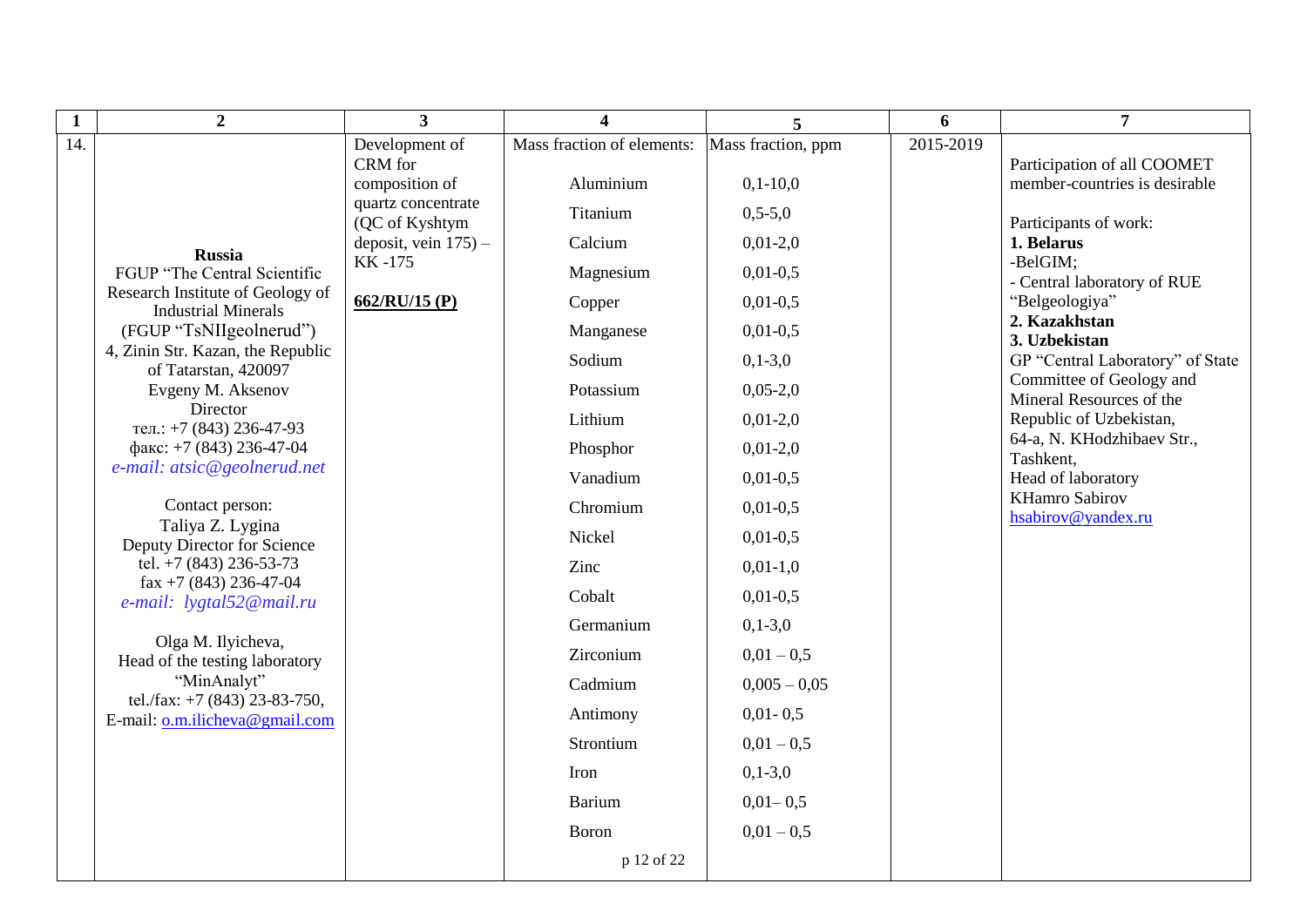| 1 | 2 | 3 | 4 | 5 | 6 | 7 |
|---|---|---|---|---|---|---|
| 14. | **Russia**<br>FGUP "The Central Scientific Research Institute of Geology of Industrial Minerals<br>(FGUP "TsNIIgeolnerud")<br>4, Zinin Str. Kazan, the Republic of Tatarstan, 420097<br>Evgeny M. Aksenov<br>Director<br>тел.: +7 (843) 236-47-93<br>факс: +7 (843) 236-47-04<br>*e-mail: atsic@geolnerud.net*<br><br>Contact person:<br>Taliya Z. Lygina<br>Deputy Director for Science<br>tel. +7 (843) 236-53-73<br>fax +7 (843) 236-47-04<br>*e-mail: lygtal52@mail.ru*<br><br>Olga M. Ilyicheva,<br>Head of the testing laboratory "MinAnalyt"<br>tel./fax: +7 (843) 23-83-750,<br>E-mail: o.m.ilicheva@gmail.com | Development of CRM for composition of quartz concentrate (QC of Kyshtym deposit, vein 175) – KK -175<br><br>**662/RU/15 (P)** | Mass fraction of elements:<br>Aluminium<br>Titanium<br>Calcium<br>Magnesium<br>Copper<br>Manganese<br>Sodium<br>Potassium<br>Lithium<br>Phosphor<br>Vanadium<br>Chromium<br>Nickel<br>Zinc<br>Cobalt<br>Germanium<br>Zirconium<br>Cadmium<br>Antimony<br>Strontium<br>Iron<br>Barium<br>Boron | Mass fraction, ppm<br>0,1-10,0<br>0,5-5,0<br>0,01-2,0<br>0,01-0,5<br>0,01-0,5<br>0,01-0,5<br>0,1-3,0<br>0,05-2,0<br>0,01-2,0<br>0,01-2,0<br>0,01-0,5<br>0,01-0,5<br>0,01-0,5<br>0,01-1,0<br>0,01-0,5<br>0,1-3,0<br>0,01 – 0,5<br>0,005 – 0,05<br>0,01- 0,5<br>0,01 – 0,5<br>0,1-3,0<br>0,01– 0,5<br>0,01 – 0,5 | 2015-2019 | Participation of all COOMET member-countries is desirable<br><br>Participants of work:<br>**1. Belarus**<br>-BelGIM;<br>- Central laboratory of RUE "Belgeologiya"<br>**2. Kazakhstan**<br>**3. Uzbekistan**<br>GP "Central Laboratory" of State Committee of Geology and Mineral Resources of the Republic of Uzbekistan,<br>64-a, N. KHodzhibaev Str., Tashkent,<br>Head of laboratory<br>KHamro Sabirov<br>hsabirov@yandex.ru |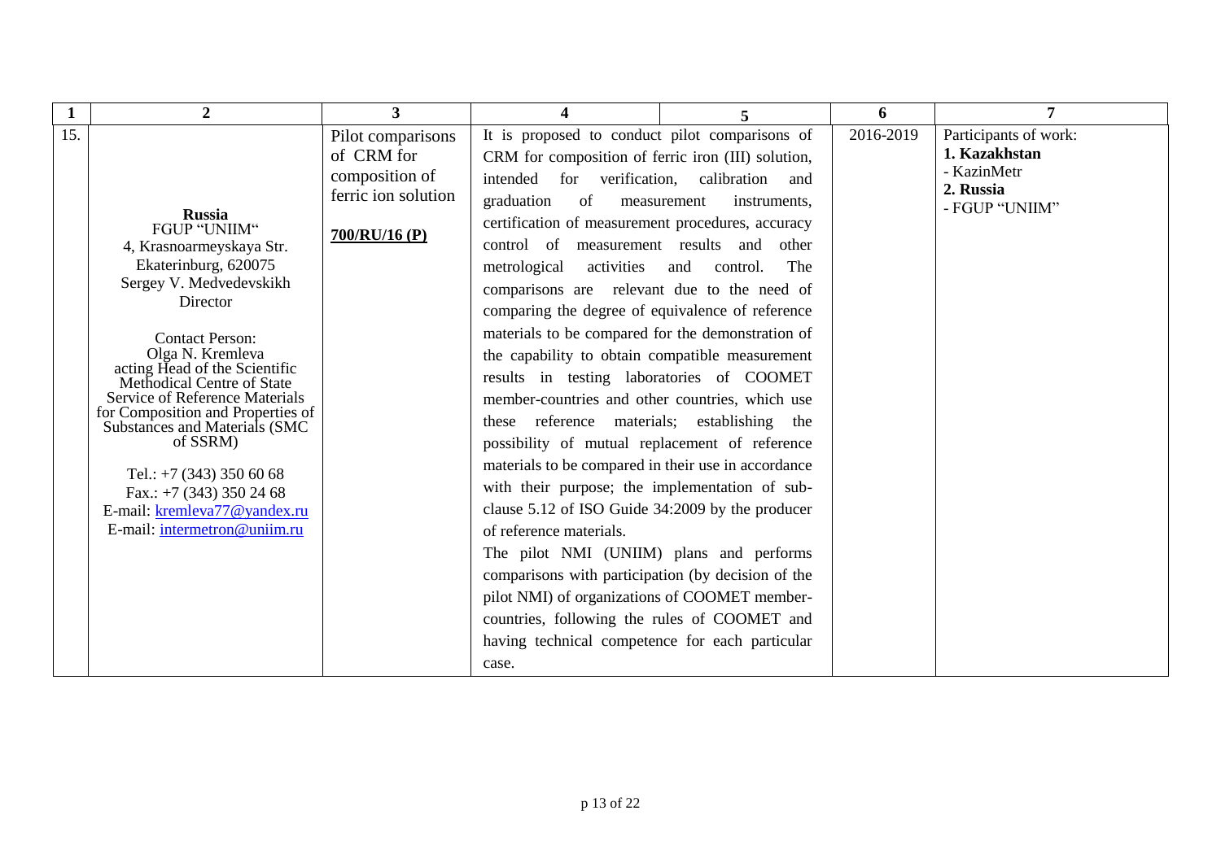| 1 | 2 | 3 | 4 | 5 | 6 | 7 |
|---|---|---|---|---|---|---|
| 15. | **Russia**<br>FGUP "UNIIM"<br>4, Krasnoarmeyskaya Str.<br>Ekaterinburg, 620075<br>Sergey V. Medvedevskikh<br>Director<br><br>Contact Person:<br>Olga N. Kremleva<br>acting Head of the Scientific Methodical Centre of State Service of Reference Materials for Composition and Properties of Substances and Materials (SMC of SSRM)<br><br>Tel.: +7 (343) 350 60 68<br>Fax.: +7 (343) 350 24 68<br>E-mail: kremleva77@yandex.ru<br>E-mail: intermetron@uniim.ru | Pilot comparisons of CRM for composition of ferric ion solution<br><br>**700/RU/16 (P)** | It is proposed to conduct pilot comparisons of CRM for composition of ferric iron (III) solution, intended for verification, calibration and graduation of measurement instruments, certification of measurement procedures, accuracy control of measurement results and other metrological activities and control. The comparisons are relevant due to the need of comparing the degree of equivalence of reference materials to be compared for the demonstration of the capability to obtain compatible measurement results in testing laboratories of COOMET member-countries and other countries, which use these reference materials; establishing the possibility of mutual replacement of reference materials to be compared in their use in accordance with their purpose; the implementation of sub-clause 5.12 of ISO Guide 34:2009 by the producer of reference materials.<br>The pilot NMI (UNIIM) plans and performs comparisons with participation (by decision of the pilot NMI) of organizations of COOMET member-countries, following the rules of COOMET and having technical competence for each particular case. | | 2016-2019 | Participants of work:<br>**1. Kazakhstan**<br>- KazinMetr<br>**2. Russia**<br>- FGUP "UNIIM" |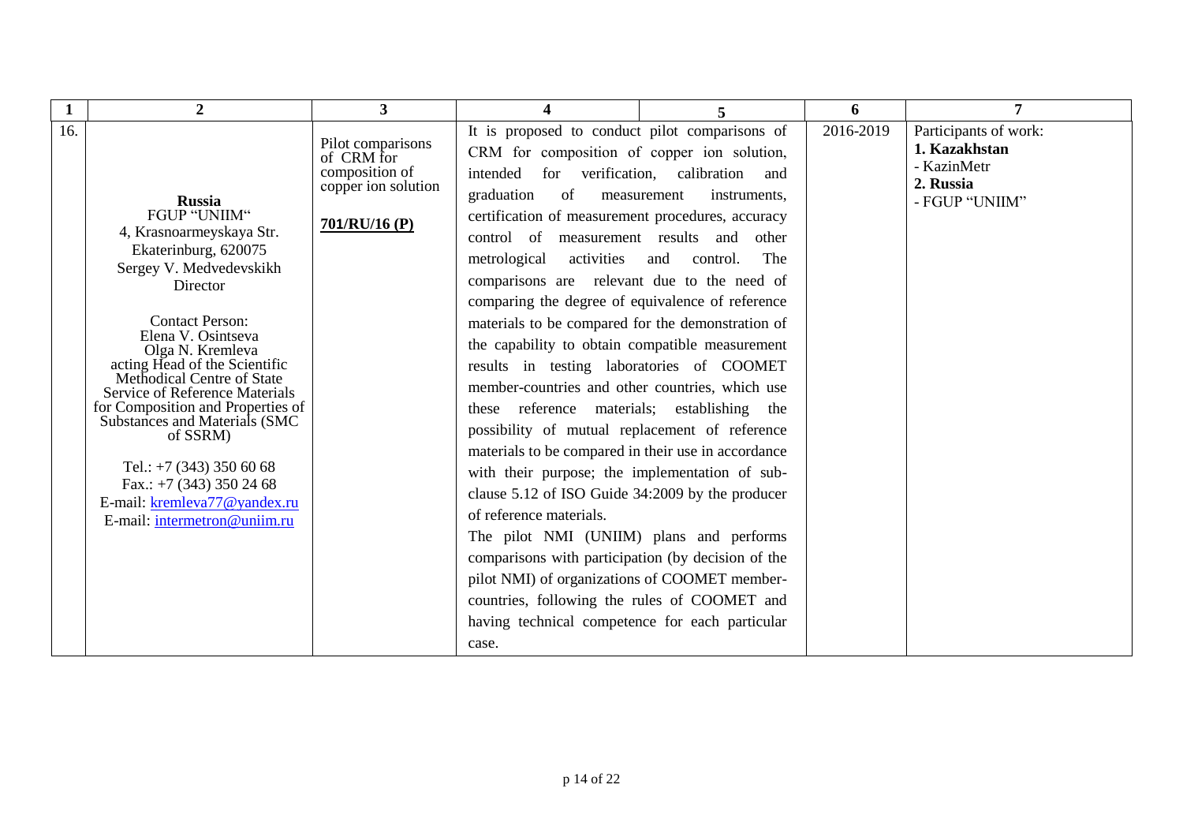| 1 | 2 | 3 | 4 | 5 | 6 | 7 |
|---|---|---|---|---|---|---|
| 16. | **Russia**<br>FGUP "UNIIM"<br>4, Krasnoarmeyskaya Str.<br>Ekaterinburg, 620075<br>Sergey V. Medvedevskikh<br>Director<br><br>Contact Person:<br>Elena V. Osintseva<br>Olga N. Kremleva<br>acting Head of the Scientific Methodical Centre of State Service of Reference Materials for Composition and Properties of Substances and Materials (SMC of SSRM)<br><br>Tel.: +7 (343) 350 60 68<br>Fax.: +7 (343) 350 24 68<br>E-mail: kremleva77@yandex.ru<br>E-mail: intermetron@uniim.ru | Pilot comparisons of CRM for composition of copper ion solution<br><br>**701/RU/16 (P)** | It is proposed to conduct pilot comparisons of CRM for composition of copper ion solution, intended for verification, calibration and graduation of measurement instruments, certification of measurement procedures, accuracy control of measurement results and other metrological activities and control. The comparisons are relevant due to the need of comparing the degree of equivalence of reference materials to be compared for the demonstration of the capability to obtain compatible measurement results in testing laboratories of COOMET member-countries and other countries, which use these reference materials; establishing the possibility of mutual replacement of reference materials to be compared in their use in accordance with their purpose; the implementation of sub-clause 5.12 of ISO Guide 34:2009 by the producer of reference materials.<br>The pilot NMI (UNIIM) plans and performs comparisons with participation (by decision of the pilot NMI) of organizations of COOMET member-countries, following the rules of COOMET and having technical competence for each particular case. | | 2016-2019 | Participants of work:<br>**1. Kazakhstan**<br>- KazinMetr<br>**2. Russia**<br>- FGUP "UNIIM" |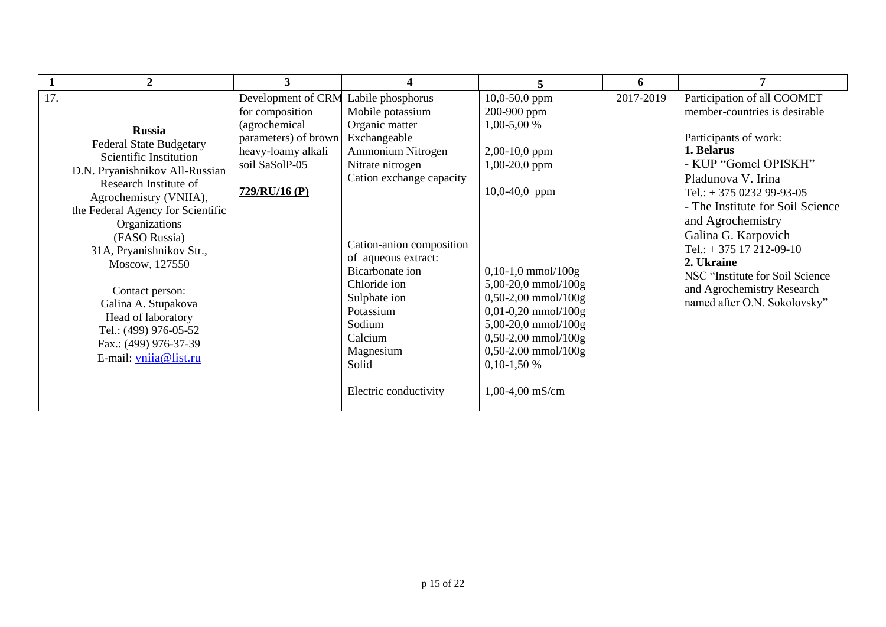| 1 | 2 | 3 | 4 | 5 | 6 | 7 |
|---|---|---|---|---|---|---|
| 17. | **Russia**<br>Federal State Budgetary Scientific Institution<br>D.N. Pryanishnikov All-Russian Research Institute of Agrochemistry (VNIIA),<br>the Federal Agency for Scientific Organizations<br>(FASO Russia)<br>31A, Pryanishnikov Str.,<br>Moscow, 127550<br><br>Contact person:<br>Galina A. Stupakova<br>Head of laboratory<br>Tel.: (499) 976-05-52<br>Fax.: (499) 976-37-39<br>E-mail: vniia@list.ru | Development of CRM for composition (agrochemical parameters) of brown heavy-loamy alkali soil SaSolP-05<br><br>**729/RU/16 (P)** | Labile phosphorus<br>Mobile potassium<br>Organic matter<br>Exchangeable Ammonium Nitrogen<br>Nitrate nitrogen<br>Cation exchange capacity<br><br>Cation-anion composition of aqueous extract:<br>Bicarbonate ion<br>Chloride ion<br>Sulphate ion<br>Potassium<br>Sodium<br>Calcium<br>Magnesium<br>Solid<br><br>Electric conductivity | 10,0-50,0 ppm<br>200-900 ppm<br>1,00-5,00 %<br><br>2,00-10,0 ppm<br>1,00-20,0 ppm<br><br>10,0-40,0 ppm<br><br><br>0,10-1,0 mmol/100g<br>5,00-20,0 mmol/100g<br>0,50-2,00 mmol/100g<br>0,01-0,20 mmol/100g<br>5,00-20,0 mmol/100g<br>0,50-2,00 mmol/100g<br>0,50-2,00 mmol/100g<br>0,10-1,50 %<br><br>1,00-4,00 mS/cm | 2017-2019 | Participation of all COOMET member-countries is desirable<br><br>Participants of work:<br>**1. Belarus**<br>- KUP "Gomel OPISKH"<br>Pladunova V. Irina<br>Tel.: + 375 0232 99-93-05<br>- The Institute for Soil Science and Agrochemistry<br>Galina G. Karpovich<br>Tel.: + 375 17 212-09-10<br>**2. Ukraine**<br>NSC "Institute for Soil Science and Agrochemistry Research named after O.N. Sokolovsky" |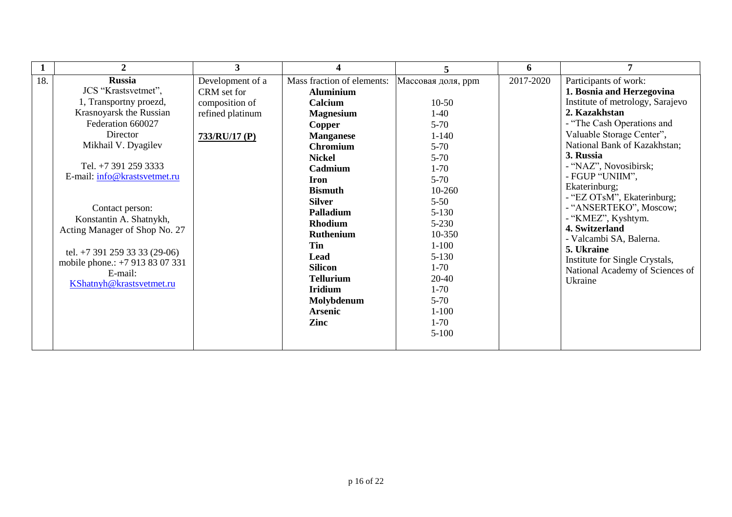| 1 | 2 | 3 | 4 | 5 | 6 | 7 |
|---|---|---|---|---|---|---|
| 18. | **Russia**<br>JCS "Krastsvetmet",<br>1, Transportny proezd,<br>Krasnoyarsk the Russian Federation 660027<br>Director<br>Mikhail V. Dyagilev<br><br>Tel. +7 391 259 3333<br>E-mail: info@krastsvetmet.ru<br><br>Contact person:<br>Konstantin A. Shatnykh,<br>Acting Manager of Shop No. 27<br><br>tel. +7 391 259 33 33 (29-06)<br>mobile phone.: +7 913 83 07 331<br>E-mail:<br>KShatnyh@krastsvetmet.ru | Development of a CRM set for composition of refined platinum<br><br>733/RU/17 (P) | Mass fraction of elements:<br>**Aluminium**<br>**Calcium**<br>**Magnesium**<br>**Copper**<br>**Manganese**<br>**Chromium**<br>**Nickel**<br>**Cadmium**<br>**Iron**<br>**Bismuth**<br>**Silver**<br>**Palladium**<br>**Rhodium**<br>**Ruthenium**<br>**Tin**<br>**Lead**<br>**Silicon**<br>**Tellurium**<br>**Iridium**<br>**Molybdenum**<br>**Arsenic**<br>**Zinc** | Массовая доля, ppm<br><br>10-50<br>1-40<br>5-70<br>1-140<br>5-70<br>5-70<br>1-70<br>5-70<br>10-260<br>5-50<br>5-130<br>5-230<br>10-350<br>1-100<br>5-130<br>1-70<br>20-40<br>1-70<br>5-70<br>1-100<br>1-70<br>5-100 | 2017-2020 | Participants of work:<br>**1. Bosnia and Herzegovina**<br>Institute of metrology, Sarajevo<br>**2. Kazakhstan**<br>- "The Cash Operations and Valuable Storage Center", National Bank of Kazakhstan;<br>**3. Russia**<br>- "NAZ", Novosibirsk;<br>- FGUP "UNIIM", Ekaterinburg;<br>- "EZ OTsM", Ekaterinburg;<br>- "ANSERTEKO", Moscow;<br>- "KMEZ", Kyshtym.<br>**4. Switzerland**<br>- Valcambi SA, Balerna.<br>**5. Ukraine**<br>Institute for Single Crystals, National Academy of Sciences of Ukraine |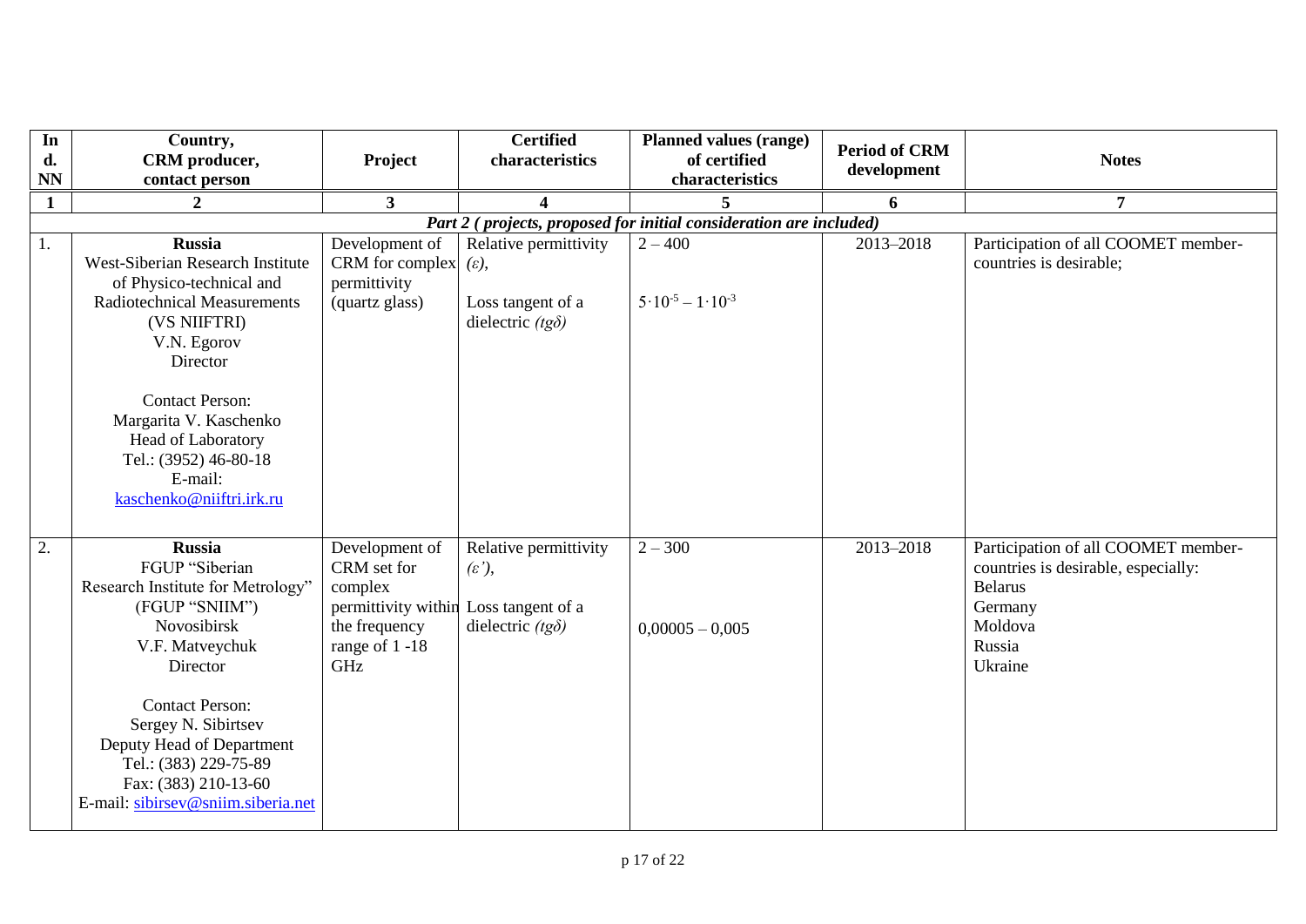| Ind. NN | Country, CRM producer, contact person | Project | Certified characteristics | Planned values (range) of certified characteristics | Period of CRM development | Notes |
|---|---|---|---|---|---|---|
| 1 | 2 | 3 | 4 | 5 | 6 | 7 |
| ***Part 2 ( projects, proposed for initial consideration are included)*** | | | | | | |
| 1. | **Russia**<br>West-Siberian Research Institute of Physico-technical and Radiotechnical Measurements (VS NIIFTRI)<br>V.N. Egorov<br>Director<br><br>Contact Person:<br>Margarita V. Kaschenko<br>Head of Laboratory<br>Tel.: (3952) 46-80-18<br>E-mail:<br>kaschenko@niiftri.irk.ru | Development of CRM for complex permittivity (quartz glass) | Relative permittivity *(ε)*,<br><br>Loss tangent of a dielectric *(tgδ)* | 2 – 400<br><br>$5 \cdot 10^{-5} - 1 \cdot 10^{-3}$ | 2013–2018 | Participation of all COOMET member-countries is desirable; |
| 2. | **Russia**<br>FGUP "Siberian Research Institute for Metrology" (FGUP "SNIIM")<br>Novosibirsk<br>V.F. Matveychuk<br>Director<br><br>Contact Person:<br>Sergey N. Sibirtsev<br>Deputy Head of Department<br>Tel.: (383) 229-75-89<br>Fax: (383) 210-13-60<br>E-mail: sibirsev@sniim.siberia.net | Development of CRM set for complex permittivity within the frequency range of 1 -18 GHz | Relative permittivity *(ε')*,<br>Loss tangent of a dielectric *(tgδ)* | 2 – 300<br><br>0,00005 – 0,005 | 2013–2018 | Participation of all COOMET member-countries is desirable, especially:<br>Belarus<br>Germany<br>Moldova<br>Russia<br>Ukraine |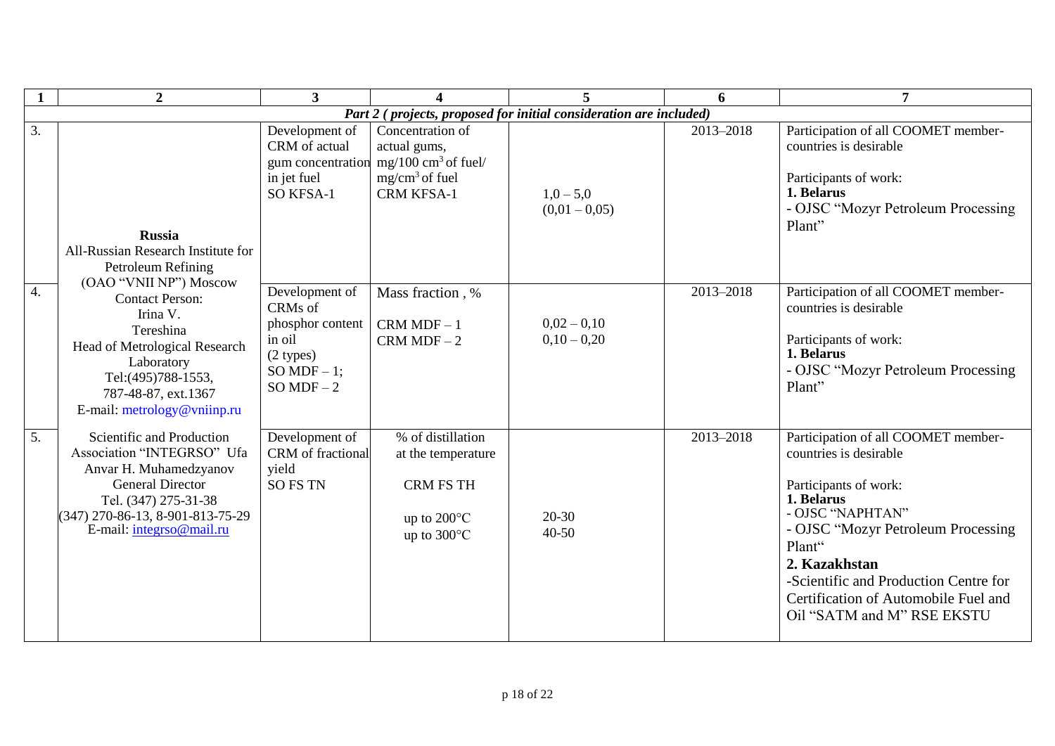| 1 | 2 | 3 | 4 | 5 | 6 | 7 |
|---|---|---|---|---|---|---|
| ***Part 2 ( projects, proposed for initial consideration are included)*** | | | | | | |
| 3. | **Russia** All-Russian Research Institute for Petroleum Refining (OAO "VNII NP") Moscow Contact Person: Irina V. Tereshina Head of Metrological Research Laboratory Tel:(495)788-1553, 787-48-87, ext.1367 E-mail: metrology@vniinp.ru | Development of CRM of actual gum concentration in jet fuel SO KFSA-1 | Concentration of actual gums, mg/100 $cm^3$ of fuel/ $mg/cm^3$ of fuel CRM KFSA-1 | 1,0 – 5,0 (0,01 – 0,05) | 2013–2018 | Participation of all COOMET member-countries is desirable<br><br>Participants of work:<br>**1. Belarus**<br>- OJSC "Mozyr Petroleum Processing Plant" |
| 4. | | Development of CRMs of phosphor content in oil (2 types) SO MDF – 1; SO MDF – 2 | Mass fraction , %<br><br>CRM MDF – 1<br>CRM MDF – 2 | <br><br>0,02 – 0,10<br>0,10 – 0,20 | 2013–2018 | Participation of all COOMET member-countries is desirable<br><br>Participants of work:<br>**1. Belarus**<br>- OJSC "Mozyr Petroleum Processing Plant" |
| 5. | Scientific and Production Association "INTEGRSO" Ufa Anvar H. Muhamedzyanov General Director Tel. (347) 275-31-38 (347) 270-86-13, 8-901-813-75-29 E-mail: integrso@mail.ru | Development of CRM of fractional yield SO FS TN | % of distillation at the temperature<br><br>CRM FS TH<br><br>up to 200°C<br>up to 300°C | <br><br><br><br>20-30<br>40-50 | 2013–2018 | Participation of all COOMET member-countries is desirable<br><br>Participants of work:<br>**1. Belarus**<br>- OJSC "NAPHTAN"<br>- OJSC "Mozyr Petroleum Processing Plant"<br>**2. Kazakhstan**<br>-Scientific and Production Centre for Certification of Automobile Fuel and Oil "SATM and M" RSE EKSTU |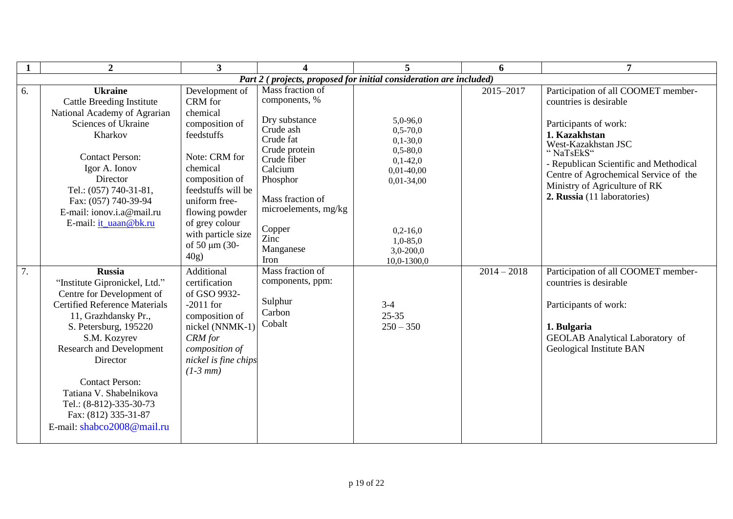| 1 | 2 | 3 | 4 | 5 | 6 | 7 |
|---|---|---|---|---|---|---|
| ***Part 2 ( projects, proposed for initial consideration are included)*** | | | | | | |
| 6. | **Ukraine**<br>Cattle Breeding Institute<br>National Academy of Agrarian Sciences of Ukraine<br>Kharkov<br><br>Contact Person:<br>Igor A. Ionov<br>Director<br>Tel.: (057) 740-31-81,<br>Fax: (057) 740-39-94<br>E-mail: ionov.i.a@mail.ru<br>E-mail: it_uaan@bk.ru | Development of CRM for chemical composition of feedstuffs<br><br>Note: CRM for chemical composition of feedstuffs will be uniform free-flowing powder of grey colour with particle size of 50 μm (30-40g) | Mass fraction of components, %<br><br>Dry substance<br>Crude ash<br>Crude fat<br>Crude protein<br>Crude fiber<br>Calcium<br>Phosphor<br><br>Mass fraction of microelements, mg/kg<br><br>Copper<br>Zinc<br>Manganese<br>Iron | <br><br>5,0-96,0<br>0,5-70,0<br>0,1-30,0<br>0,5-80,0<br>0,1-42,0<br>0,01-40,00<br>0,01-34,00<br><br><br><br>0,2-16,0<br>1,0-85,0<br>3,0-200,0<br>10,0-1300,0 | 2015–2017 | Participation of all COOMET member-countries is desirable<br><br>Participants of work:<br>**1. Kazakhstan**<br>West-Kazakhstan JSC " NaTsEkS"<br>- Republican Scientific and Methodical Centre of Agrochemical Service of the Ministry of Agriculture of RK<br>**2. Russia** (11 laboratories) |
| 7. | **Russia**<br>"Institute Gipronickel, Ltd."<br>Centre for Development of Certified Reference Materials<br>11, Grazhdansky Pr.,<br>S. Petersburg, 195220<br>S.M. Kozyrev<br>Research and Development Director<br><br>Contact Person:<br>Tatiana V. Shabelnikova<br>Tel.: (8-812)-335-30-73<br>Fax: (812) 335-31-87<br>E-mail: shabco2008@mail.ru | Additional certification of GSO 9932--2011 for composition of nickel (NNMK-1)<br>*CRM for composition of nickel is fine chips (1-3 mm)* | Mass fraction of components, ppm:<br><br>Sulphur<br>Carbon<br>Cobalt | <br><br>3-4<br>25-35<br>250 – 350 | 2014 – 2018 | Participation of all COOMET member-countries is desirable<br><br>Participants of work:<br><br>**1. Bulgaria**<br>GEOLAB Analytical Laboratory of Geological Institute BAN |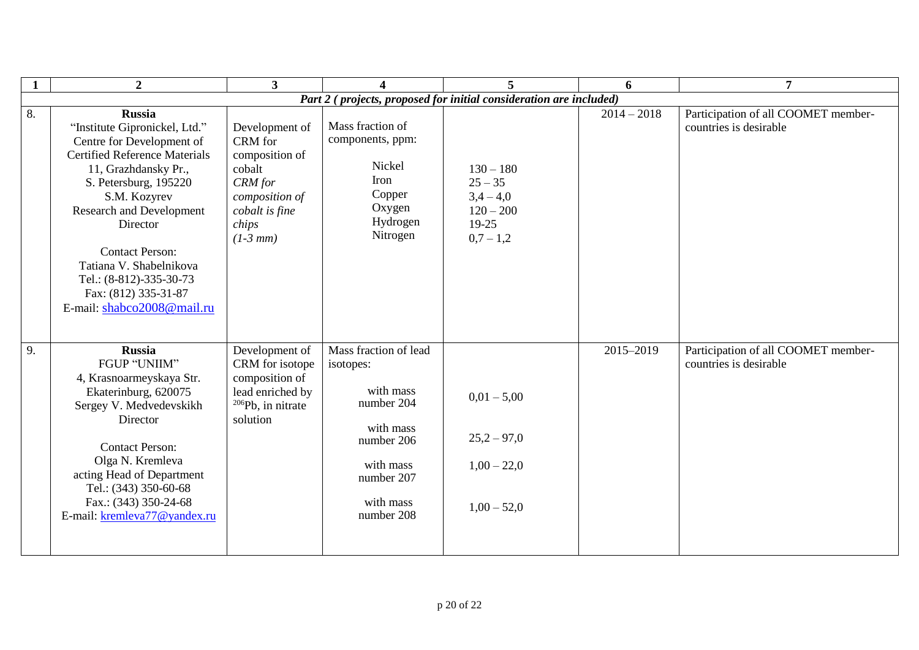| 1 | 2 | 3 | 4 | 5 | 6 | 7 |
|---|---|---|---|---|---|---|
| ***Part 2 ( projects, proposed for initial consideration are included)*** | | | | | | |
| 8. | **Russia**<br>"Institute Gipronickel, Ltd."<br>Centre for Development of Certified Reference Materials<br>11, Grazhdansky Pr.,<br>S. Petersburg, 195220<br>S.M. Kozyrev<br>Research and Development Director<br><br>Contact Person:<br>Tatiana V. Shabelnikova<br>Tel.: (8-812)-335-30-73<br>Fax: (812) 335-31-87<br>E-mail: shabco2008@mail.ru | Development of CRM for composition of cobalt<br>*CRM for composition of cobalt is fine chips (1-3 mm)* | Mass fraction of components, ppm:<br><br>Nickel<br>Iron<br>Copper<br>Oxygen<br>Hydrogen<br>Nitrogen | <br><br><br>130 – 180<br>25 – 35<br>3,4 – 4,0<br>120 – 200<br>19-25<br>0,7 – 1,2 | 2014 – 2018 | Participation of all COOMET member-countries is desirable |
| 9. | **Russia**<br>FGUP "UNIIM"<br>4, Krasnoarmeyskaya Str.<br>Ekaterinburg, 620075<br>Sergey V. Medvedevskikh<br>Director<br><br>Contact Person:<br>Olga N. Kremleva<br>acting Head of Department<br>Tel.: (343) 350-60-68<br>Fax.: (343) 350-24-68<br>E-mail: kremleva77@yandex.ru | Development of CRM for isotope composition of lead enriched by $^{206}$Pb, in nitrate solution | Mass fraction of lead isotopes:<br><br>with mass number 204<br><br>with mass number 206<br><br>with mass number 207<br><br>with mass number 208 | <br><br><br>0,01 – 5,00<br><br>25,2 – 97,0<br><br>1,00 – 22,0<br><br>1,00 – 52,0 | 2015–2019 | Participation of all COOMET member-countries is desirable |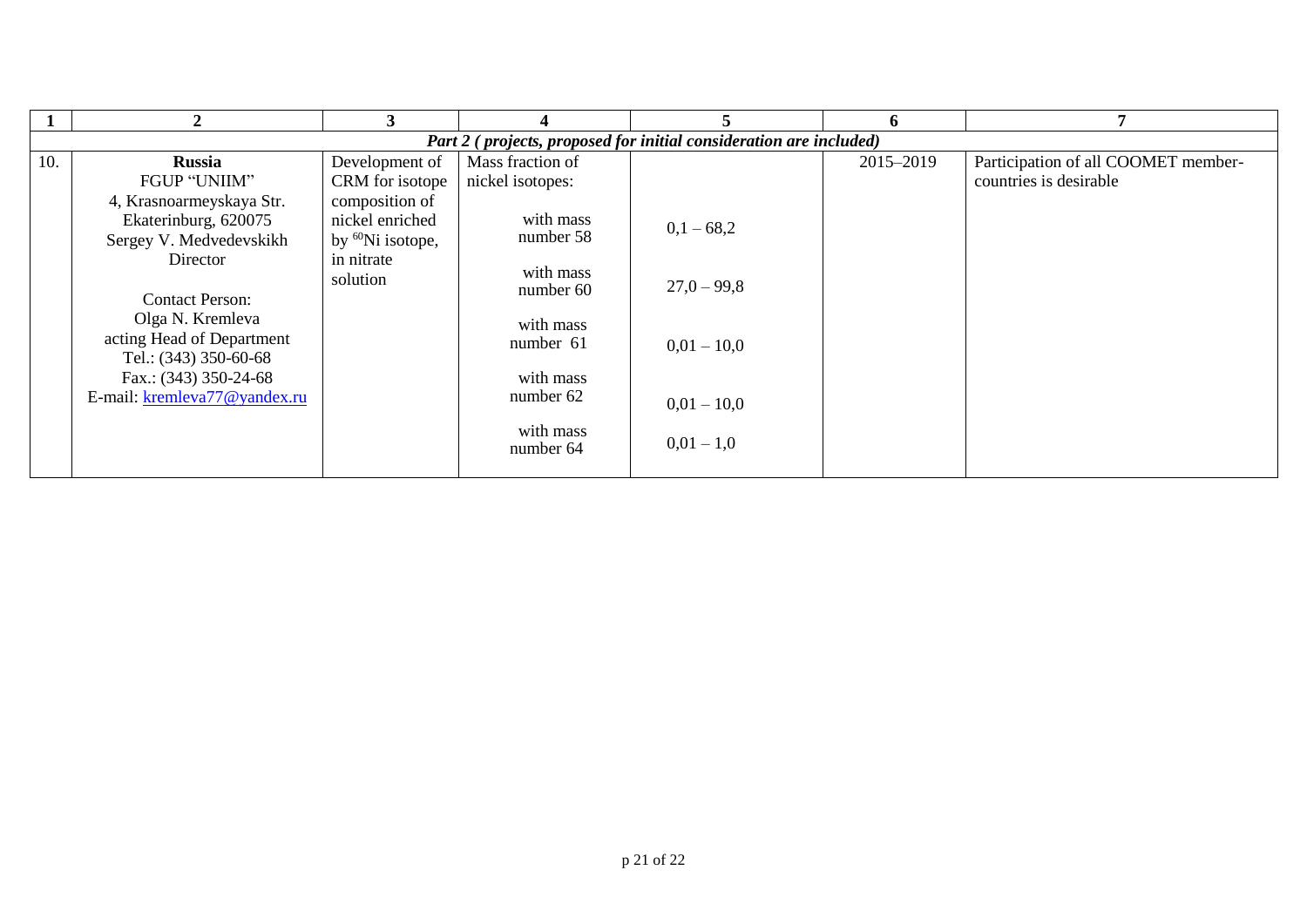| 1 | 2 | 3 | 4 | 5 | 6 | 7 |
|---|---|---|---|---|---|---|
| ***Part 2 ( projects, proposed for initial consideration are included)*** | | | | | | |
| 10. | **Russia**<br>FGUP "UNIIM"<br>4, Krasnoarmeyskaya Str.<br>Ekaterinburg, 620075<br>Sergey V. Medvedevskikh<br>Director<br><br>Contact Person:<br>Olga N. Kremleva<br>acting Head of Department<br>Tel.: (343) 350-60-68<br>Fax.: (343) 350-24-68<br>E-mail: kremleva77@yandex.ru | Development of CRM for isotope composition of nickel enriched by $^{60}$Ni isotope, in nitrate solution | Mass fraction of nickel isotopes:<br><br>with mass number 58<br><br>with mass number 60<br><br>with mass number 61<br><br>with mass number 62<br><br>with mass number 64 | <br><br>0,1 – 68,2<br><br>27,0 – 99,8<br><br>0,01 – 10,0<br><br>0,01 – 10,0<br><br>0,01 – 1,0 | 2015–2019 | Participation of all COOMET member-countries is desirable |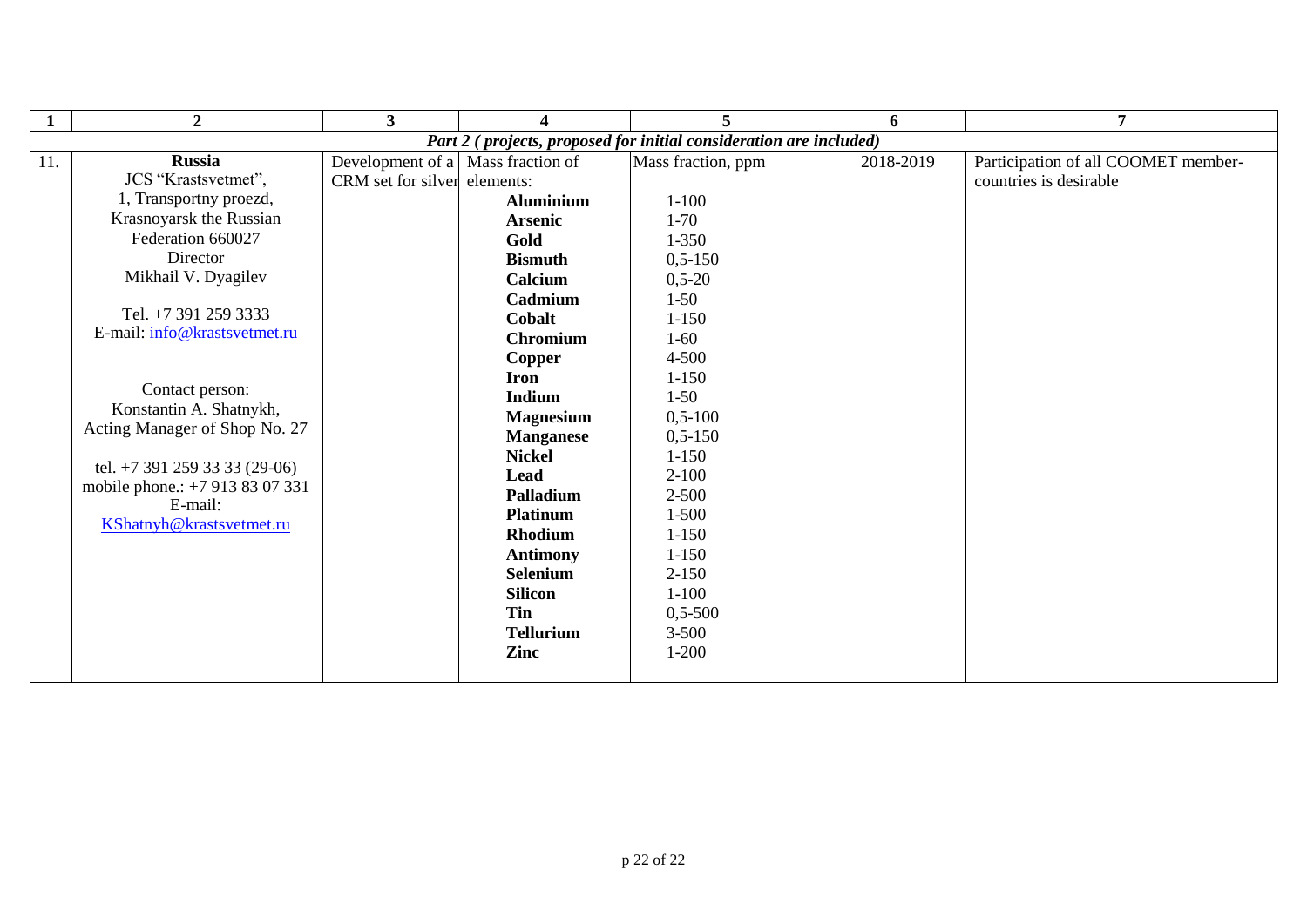| 1 | 2 | 3 | 4 | 5 | 6 | 7 |
|---|---|---|---|---|---|---|
| | | | *Part 2 ( projects, proposed for initial consideration are included)* | | | |
| 11. | **Russia**<br>JCS "Krastsvetmet",<br>1, Transportny proezd,<br>Krasnoyarsk the Russian Federation 660027<br>Director<br>Mikhail V. Dyagilev<br><br>Tel. +7 391 259 3333<br>E-mail: info@krastsvetmet.ru<br><br>Contact person:<br>Konstantin A. Shatnykh,<br>Acting Manager of Shop No. 27<br><br>tel. +7 391 259 33 33 (29-06)<br>mobile phone.: +7 913 83 07 331<br>E-mail:<br>KShatnyh@krastsvetmet.ru | Development of a CRM set for silver | Mass fraction of elements:<br>**Aluminium**<br>**Arsenic**<br>**Gold**<br>**Bismuth**<br>**Calcium**<br>**Cadmium**<br>**Cobalt**<br>**Chromium**<br>**Copper**<br>**Iron**<br>**Indium**<br>**Magnesium**<br>**Manganese**<br>**Nickel**<br>**Lead**<br>**Palladium**<br>**Platinum**<br>**Rhodium**<br>**Antimony**<br>**Selenium**<br>**Silicon**<br>**Tin**<br>**Tellurium**<br>**Zinc** | Mass fraction, ppm<br><br>1-100<br>1-70<br>1-350<br>0,5-150<br>0,5-20<br>1-50<br>1-150<br>1-60<br>4-500<br>1-150<br>1-50<br>0,5-100<br>0,5-150<br>1-150<br>2-100<br>2-500<br>1-500<br>1-150<br>1-150<br>2-150<br>1-100<br>0,5-500<br>3-500<br>1-200 | 2018-2019 | Participation of all COOMET member-countries is desirable |